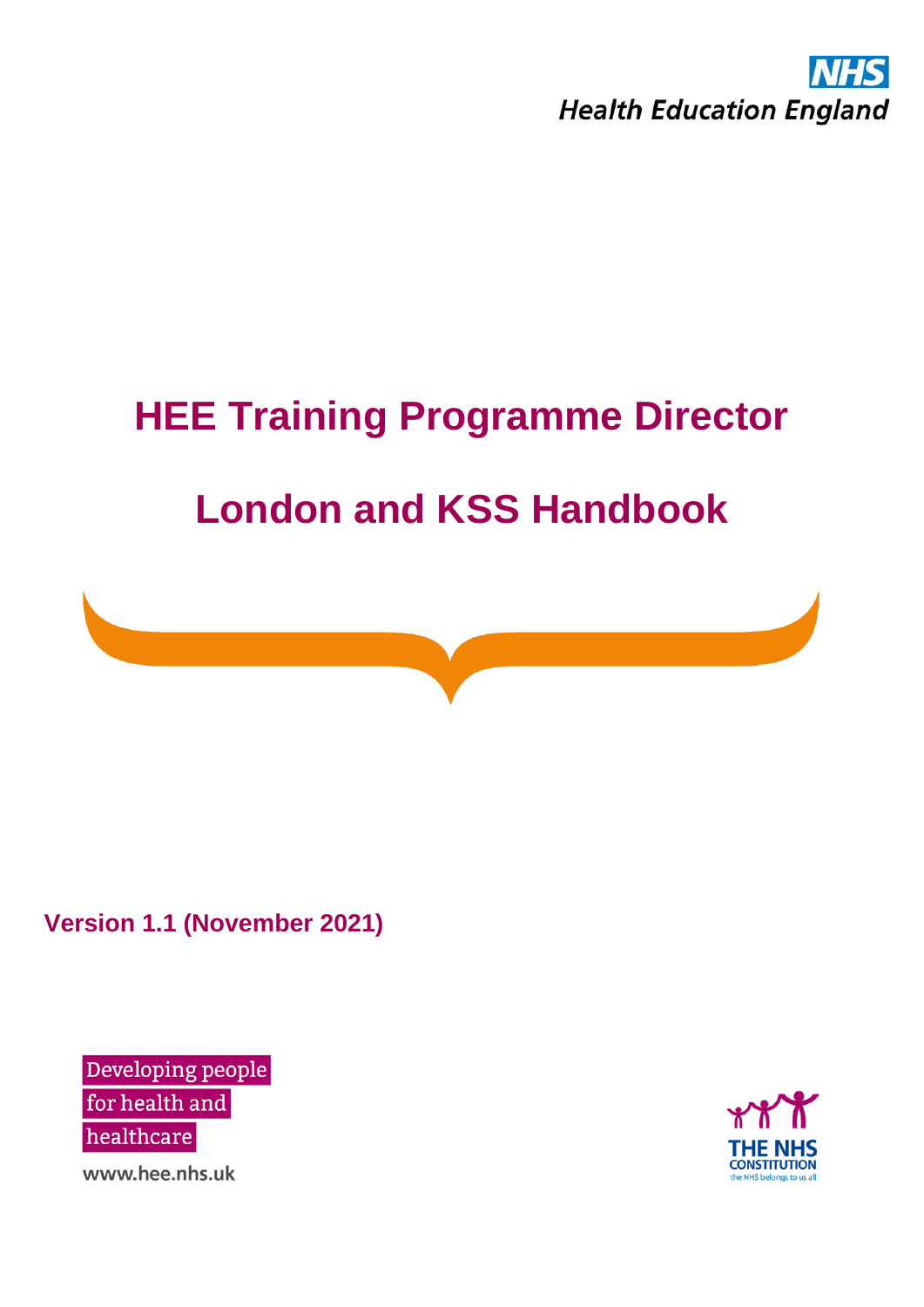NHS

Health Education England

# HEE Training Programme Director

# London and KSS Handbook

**Version 1.1 (November 2021)**

Developing people
for health and
healthcare

www.hee.nhs.uk

THE NHS CONSTITUTION
the NHS belongs to us all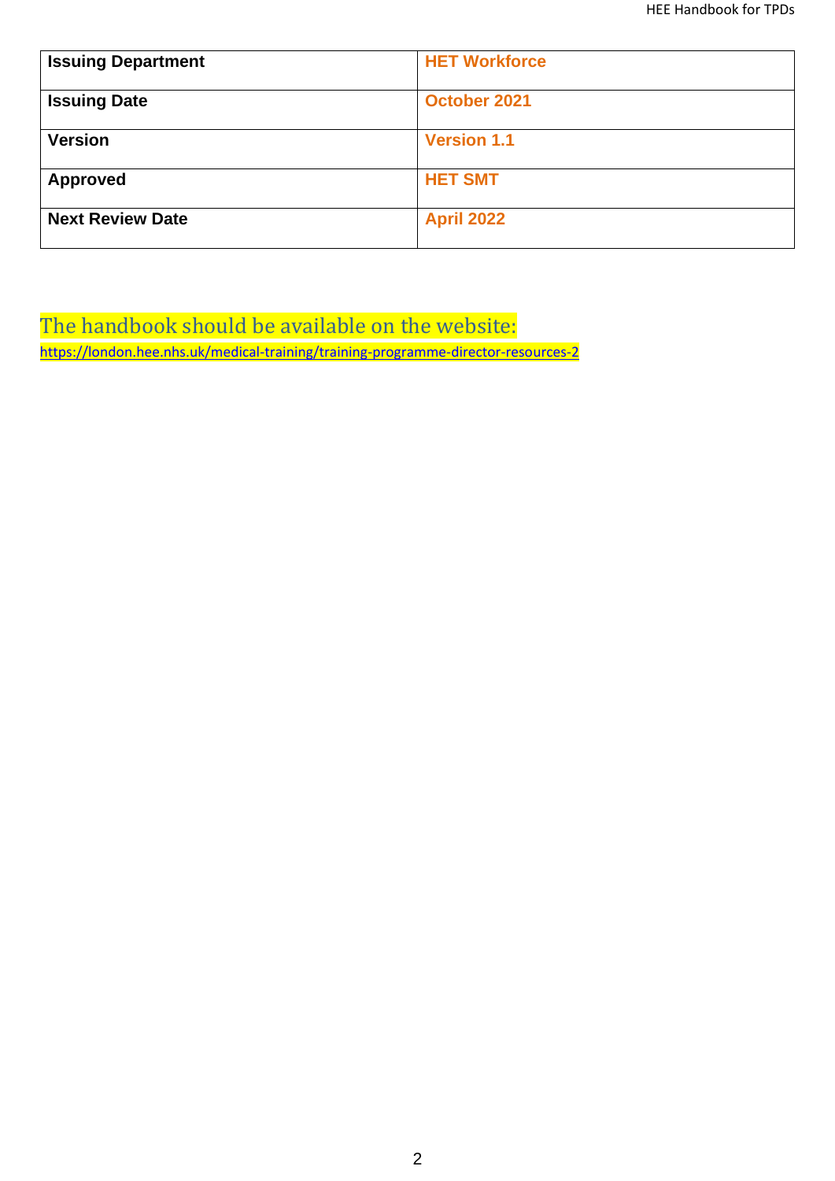| **Issuing Department** | **HET Workforce** |
|---|---|
| **Issuing Date** | **October 2021** |
| **Version** | **Version 1.1** |
| **Approved** | **HET SMT** |
| **Next Review Date** | **April 2022** |

The handbook should be available on the website:
https://london.hee.nhs.uk/medical-training/training-programme-director-resources-2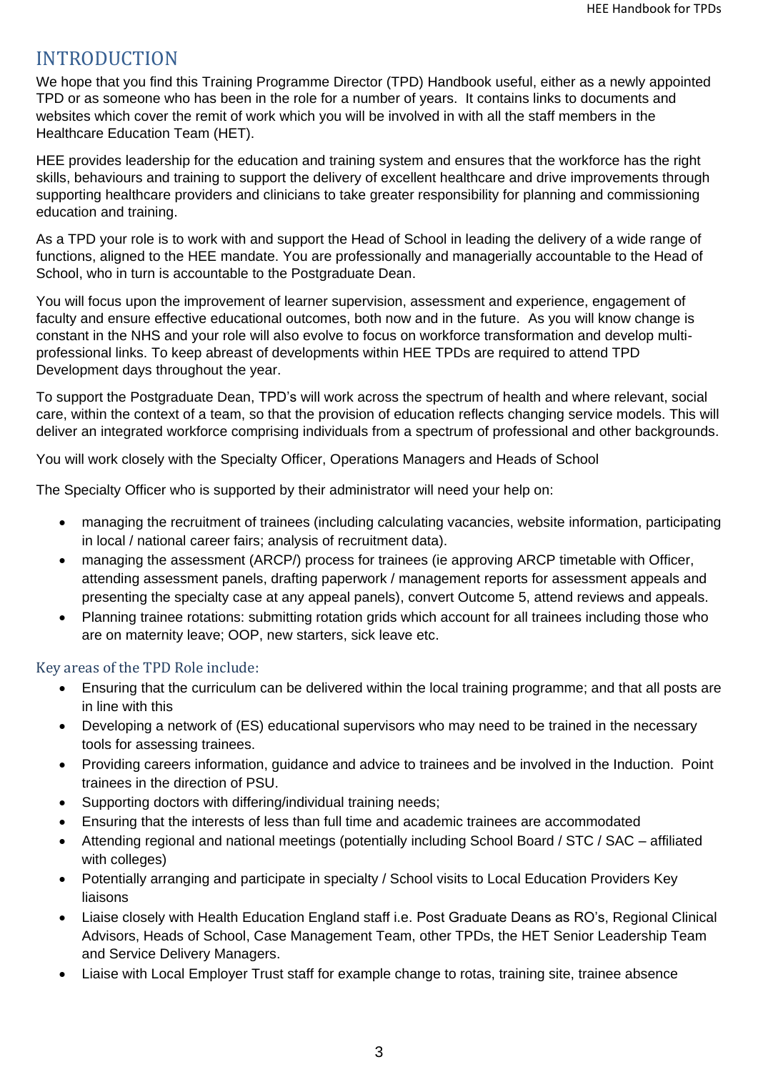# INTRODUCTION

We hope that you find this Training Programme Director (TPD) Handbook useful, either as a newly appointed TPD or as someone who has been in the role for a number of years. It contains links to documents and websites which cover the remit of work which you will be involved in with all the staff members in the Healthcare Education Team (HET).

HEE provides leadership for the education and training system and ensures that the workforce has the right skills, behaviours and training to support the delivery of excellent healthcare and drive improvements through supporting healthcare providers and clinicians to take greater responsibility for planning and commissioning education and training.

As a TPD your role is to work with and support the Head of School in leading the delivery of a wide range of functions, aligned to the HEE mandate. You are professionally and managerially accountable to the Head of School, who in turn is accountable to the Postgraduate Dean.

You will focus upon the improvement of learner supervision, assessment and experience, engagement of faculty and ensure effective educational outcomes, both now and in the future. As you will know change is constant in the NHS and your role will also evolve to focus on workforce transformation and develop multi-professional links. To keep abreast of developments within HEE TPDs are required to attend TPD Development days throughout the year.

To support the Postgraduate Dean, TPD's will work across the spectrum of health and where relevant, social care, within the context of a team, so that the provision of education reflects changing service models. This will deliver an integrated workforce comprising individuals from a spectrum of professional and other backgrounds.

You will work closely with the Specialty Officer, Operations Managers and Heads of School

The Specialty Officer who is supported by their administrator will need your help on:

- managing the recruitment of trainees (including calculating vacancies, website information, participating in local / national career fairs; analysis of recruitment data).
- managing the assessment (ARCP/) process for trainees (ie approving ARCP timetable with Officer, attending assessment panels, drafting paperwork / management reports for assessment appeals and presenting the specialty case at any appeal panels), convert Outcome 5, attend reviews and appeals.
- Planning trainee rotations: submitting rotation grids which account for all trainees including those who are on maternity leave; OOP, new starters, sick leave etc.

## Key areas of the TPD Role include:

- Ensuring that the curriculum can be delivered within the local training programme; and that all posts are in line with this
- Developing a network of (ES) educational supervisors who may need to be trained in the necessary tools for assessing trainees.
- Providing careers information, guidance and advice to trainees and be involved in the Induction. Point trainees in the direction of PSU.
- Supporting doctors with differing/individual training needs;
- Ensuring that the interests of less than full time and academic trainees are accommodated
- Attending regional and national meetings (potentially including School Board / STC / SAC – affiliated with colleges)
- Potentially arranging and participate in specialty / School visits to Local Education Providers Key liaisons
- Liaise closely with Health Education England staff i.e. Post Graduate Deans as RO's, Regional Clinical Advisors, Heads of School, Case Management Team, other TPDs, the HET Senior Leadership Team and Service Delivery Managers.
- Liaise with Local Employer Trust staff for example change to rotas, training site, trainee absence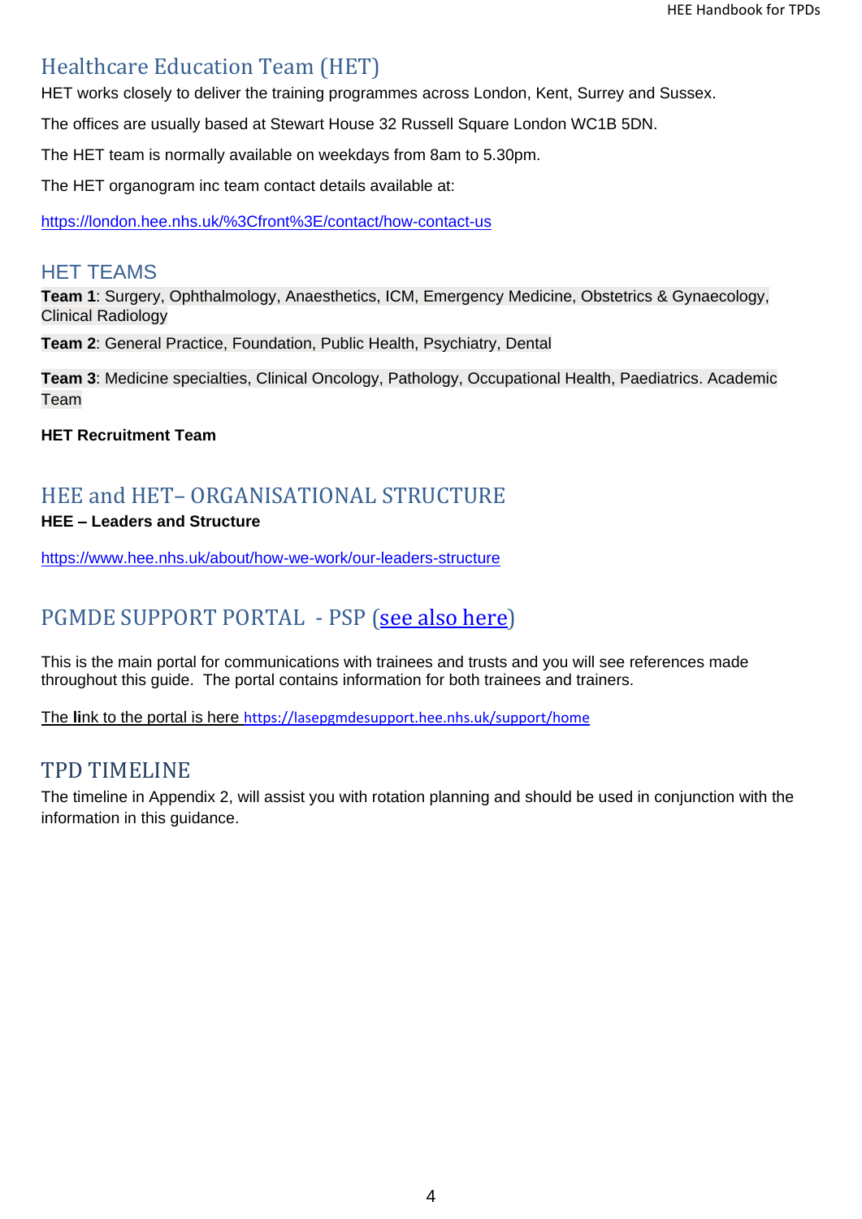## Healthcare Education Team (HET)

HET works closely to deliver the training programmes across London, Kent, Surrey and Sussex.

The offices are usually based at Stewart House 32 Russell Square London WC1B 5DN.

The HET team is normally available on weekdays from 8am to 5.30pm.

The HET organogram inc team contact details available at:

https://london.hee.nhs.uk/%3Cfront%3E/contact/how-contact-us

### HET TEAMS

**Team 1**: Surgery, Ophthalmology, Anaesthetics, ICM, Emergency Medicine, Obstetrics & Gynaecology, Clinical Radiology

**Team 2**: General Practice, Foundation, Public Health, Psychiatry, Dental

**Team 3**: Medicine specialties, Clinical Oncology, Pathology, Occupational Health, Paediatrics. Academic Team

**HET Recruitment Team**

## HEE and HET– ORGANISATIONAL STRUCTURE

**HEE – Leaders and Structure**

https://www.hee.nhs.uk/about/how-we-work/our-leaders-structure

## PGMDE SUPPORT PORTAL - PSP (see also here)

This is the main portal for communications with trainees and trusts and you will see references made throughout this guide. The portal contains information for both trainees and trainers.

The **li**nk to the portal is here https://lasepgmdesupport.hee.nhs.uk/support/home

## TPD TIMELINE

The timeline in Appendix 2, will assist you with rotation planning and should be used in conjunction with the information in this guidance.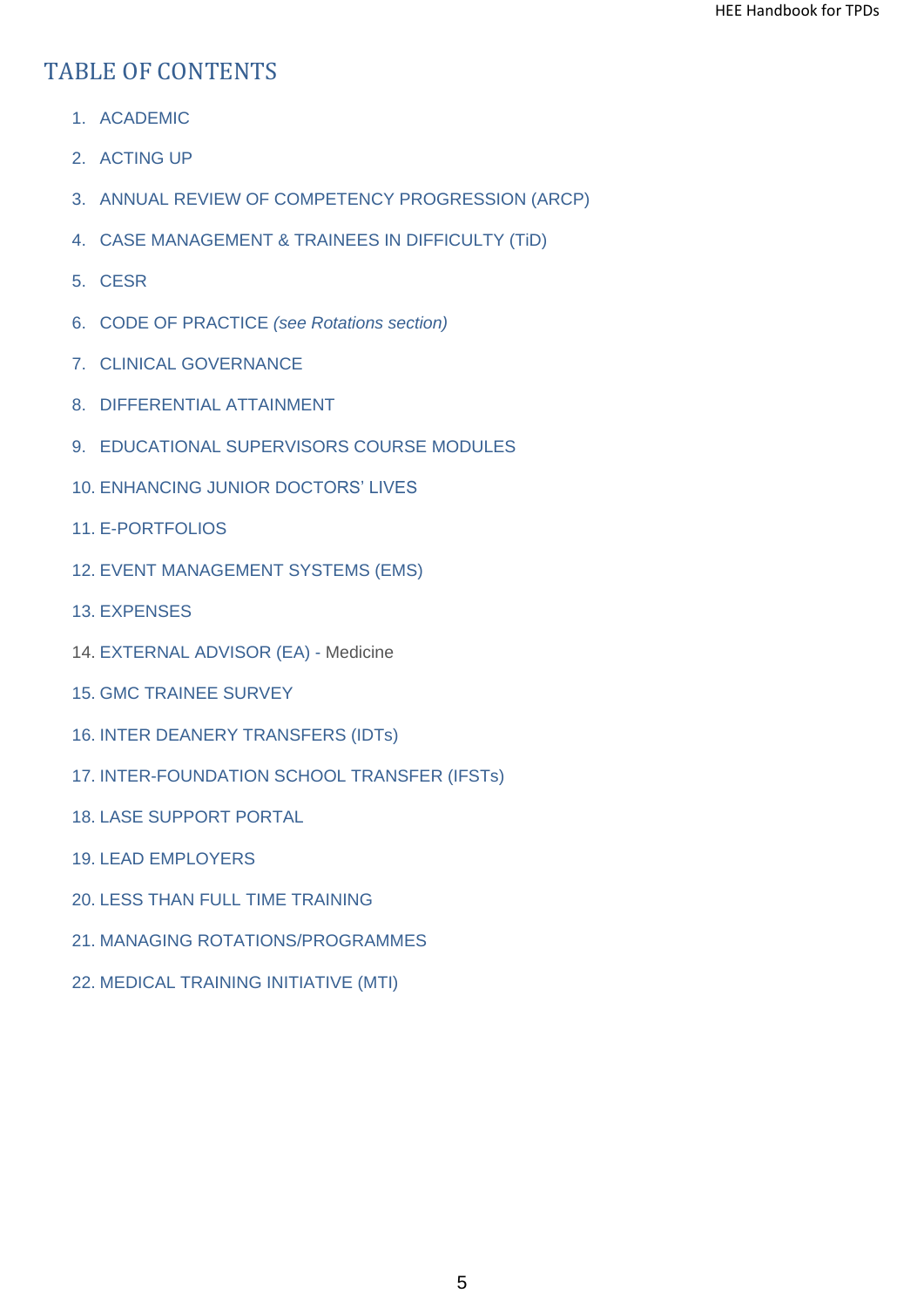# TABLE OF CONTENTS

1. ACADEMIC
2. ACTING UP
3. ANNUAL REVIEW OF COMPETENCY PROGRESSION (ARCP)
4. CASE MANAGEMENT & TRAINEES IN DIFFICULTY (TiD)
5. CESR
6. CODE OF PRACTICE *(see Rotations section)*
7. CLINICAL GOVERNANCE
8. DIFFERENTIAL ATTAINMENT
9. EDUCATIONAL SUPERVISORS COURSE MODULES
10. ENHANCING JUNIOR DOCTORS' LIVES
11. E-PORTFOLIOS
12. EVENT MANAGEMENT SYSTEMS (EMS)
13. EXPENSES
14. EXTERNAL ADVISOR (EA) - Medicine
15. GMC TRAINEE SURVEY
16. INTER DEANERY TRANSFERS (IDTs)
17. INTER-FOUNDATION SCHOOL TRANSFER (IFSTs)
18. LASE SUPPORT PORTAL
19. LEAD EMPLOYERS
20. LESS THAN FULL TIME TRAINING
21. MANAGING ROTATIONS/PROGRAMMES
22. MEDICAL TRAINING INITIATIVE (MTI)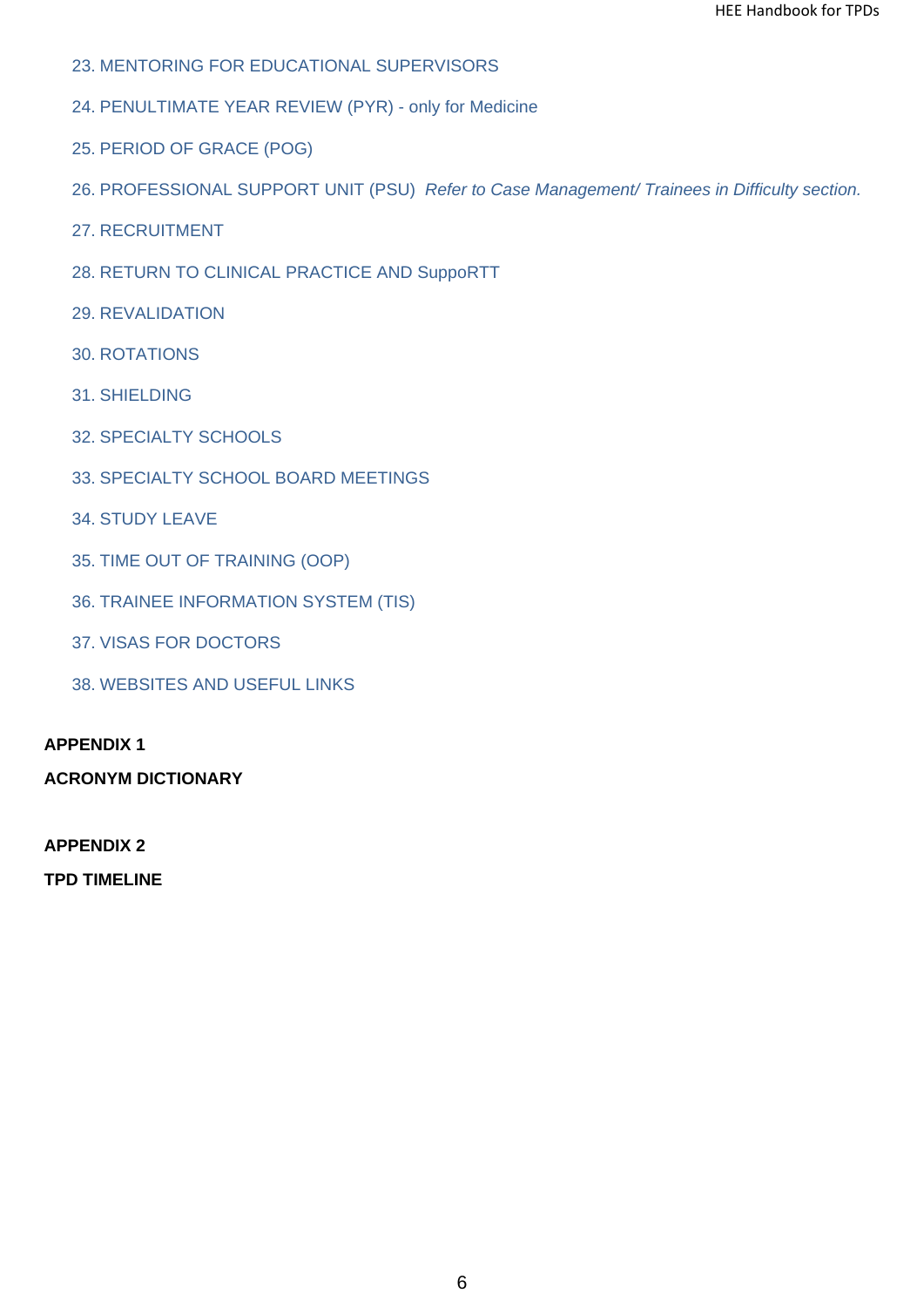23. MENTORING FOR EDUCATIONAL SUPERVISORS

24. PENULTIMATE YEAR REVIEW (PYR) - only for Medicine

25. PERIOD OF GRACE (POG)

26. PROFESSIONAL SUPPORT UNIT (PSU) *Refer to Case Management/ Trainees in Difficulty section.*

27. RECRUITMENT

28. RETURN TO CLINICAL PRACTICE AND SuppoRTT

29. REVALIDATION

30. ROTATIONS

31. SHIELDING

32. SPECIALTY SCHOOLS

33. SPECIALTY SCHOOL BOARD MEETINGS

34. STUDY LEAVE

35. TIME OUT OF TRAINING (OOP)

36. TRAINEE INFORMATION SYSTEM (TIS)

37. VISAS FOR DOCTORS

38. WEBSITES AND USEFUL LINKS

**APPENDIX 1**

**ACRONYM DICTIONARY**

**APPENDIX 2**

**TPD TIMELINE**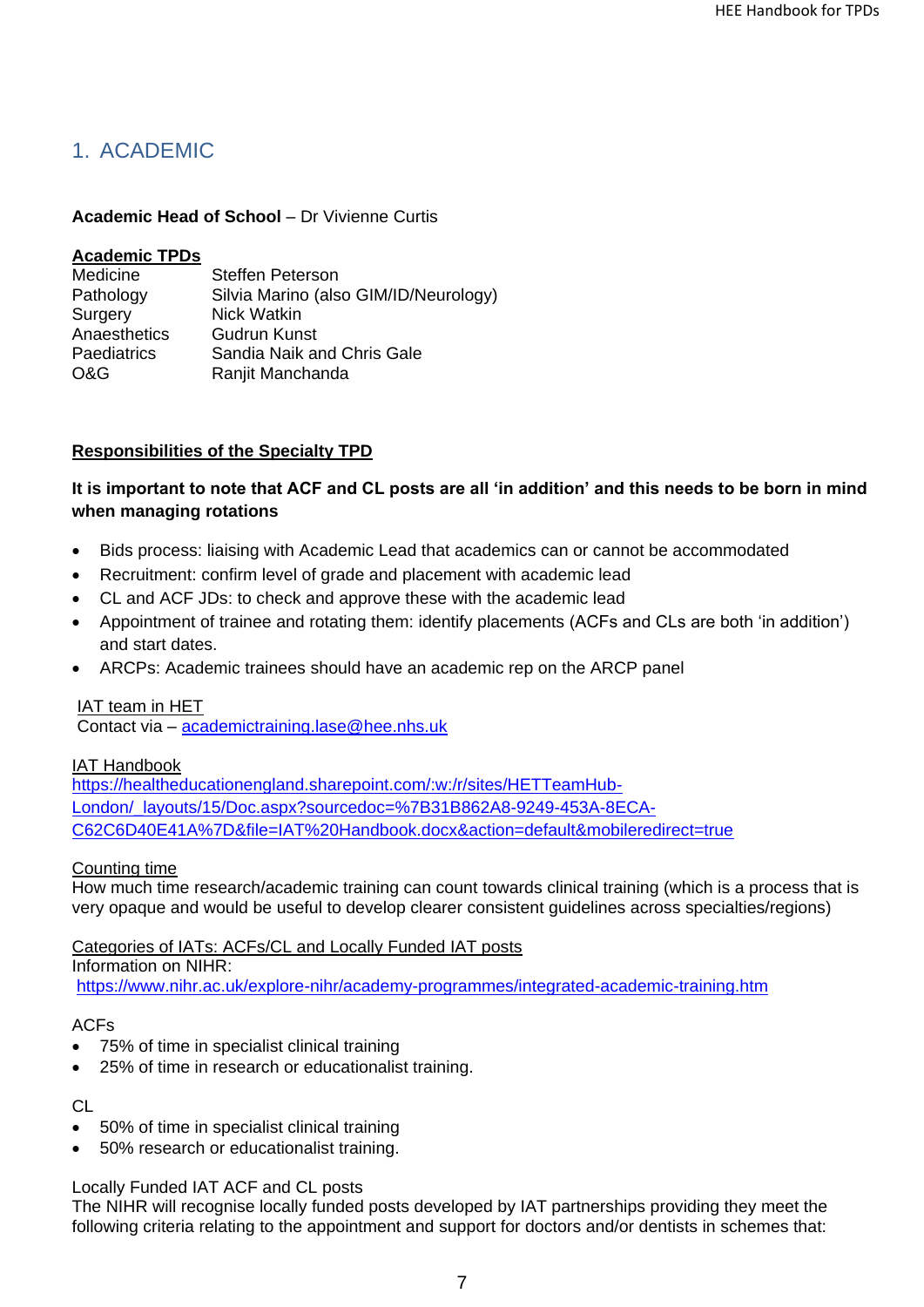# 1. ACADEMIC

**Academic Head of School** – Dr Vivienne Curtis

**Academic TPDs**

| | |
|---|---|
| Medicine | Steffen Peterson |
| Pathology | Silvia Marino (also GIM/ID/Neurology) |
| Surgery | Nick Watkin |
| Anaesthetics | Gudrun Kunst |
| Paediatrics | Sandia Naik and Chris Gale |
| O&G | Ranjit Manchanda |

**Responsibilities of the Specialty TPD**

**It is important to note that ACF and CL posts are all 'in addition' and this needs to be born in mind when managing rotations**

- Bids process: liaising with Academic Lead that academics can or cannot be accommodated
- Recruitment: confirm level of grade and placement with academic lead
- CL and ACF JDs: to check and approve these with the academic lead
- Appointment of trainee and rotating them: identify placements (ACFs and CLs are both 'in addition') and start dates.
- ARCPs: Academic trainees should have an academic rep on the ARCP panel

IAT team in HET
Contact via – academictraining.lase@hee.nhs.uk

IAT Handbook
https://healtheducationengland.sharepoint.com/:w:/r/sites/HETTeamHub-London/_layouts/15/Doc.aspx?sourcedoc=%7B31B862A8-9249-453A-8ECA-C62C6D40E41A%7D&file=IAT%20Handbook.docx&action=default&mobileredirect=true

Counting time
How much time research/academic training can count towards clinical training (which is a process that is very opaque and would be useful to develop clearer consistent guidelines across specialties/regions)

Categories of IATs: ACFs/CL and Locally Funded IAT posts
Information on NIHR:
https://www.nihr.ac.uk/explore-nihr/academy-programmes/integrated-academic-training.htm

ACFs
- 75% of time in specialist clinical training
- 25% of time in research or educationalist training.

CL
- 50% of time in specialist clinical training
- 50% research or educationalist training.

Locally Funded IAT ACF and CL posts
The NIHR will recognise locally funded posts developed by IAT partnerships providing they meet the following criteria relating to the appointment and support for doctors and/or dentists in schemes that: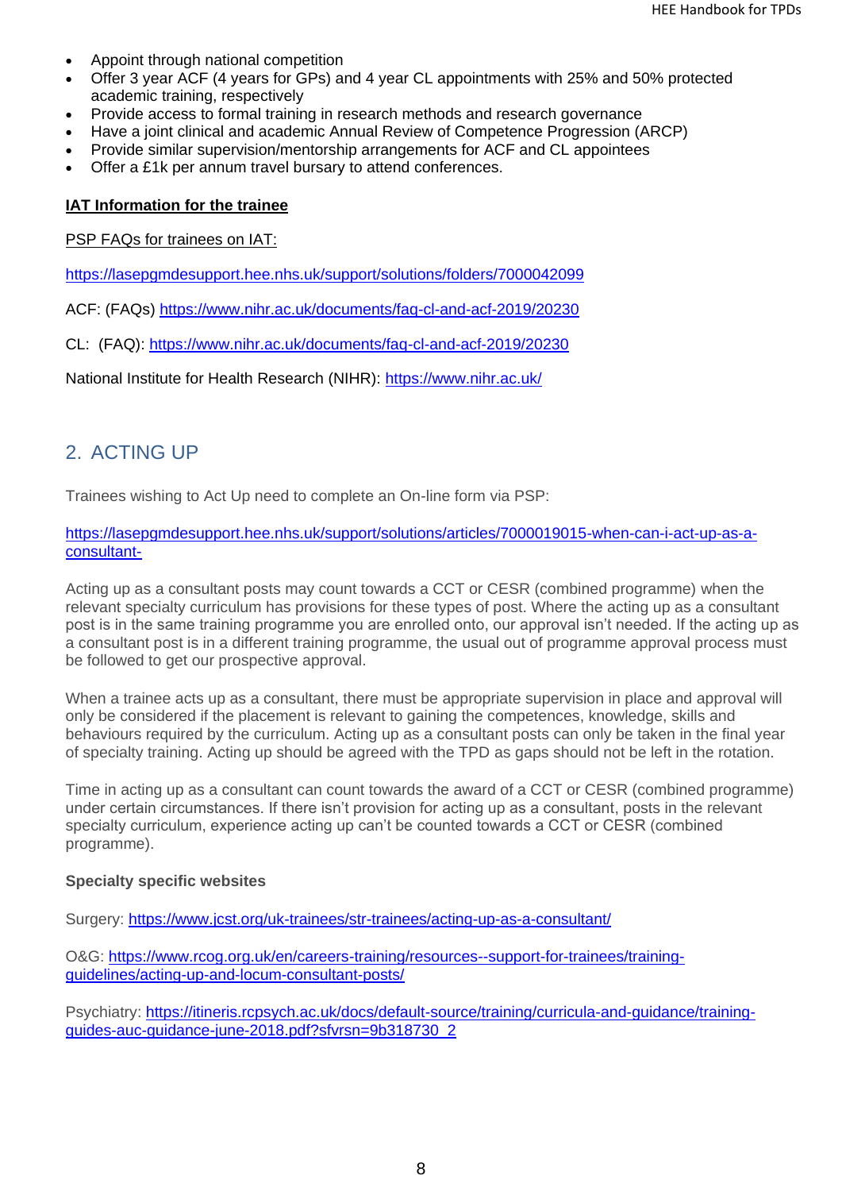- Appoint through national competition
- Offer 3 year ACF (4 years for GPs) and 4 year CL appointments with 25% and 50% protected academic training, respectively
- Provide access to formal training in research methods and research governance
- Have a joint clinical and academic Annual Review of Competence Progression (ARCP)
- Provide similar supervision/mentorship arrangements for ACF and CL appointees
- Offer a £1k per annum travel bursary to attend conferences.

**IAT Information for the trainee**

PSP FAQs for trainees on IAT:

https://lasepgmdesupport.hee.nhs.uk/support/solutions/folders/7000042099

ACF: (FAQs) https://www.nihr.ac.uk/documents/faq-cl-and-acf-2019/20230

CL: (FAQ): https://www.nihr.ac.uk/documents/faq-cl-and-acf-2019/20230

National Institute for Health Research (NIHR): https://www.nihr.ac.uk/

## 2. ACTING UP

Trainees wishing to Act Up need to complete an On-line form via PSP:

https://lasepgmdesupport.hee.nhs.uk/support/solutions/articles/7000019015-when-can-i-act-up-as-a-consultant-

Acting up as a consultant posts may count towards a CCT or CESR (combined programme) when the relevant specialty curriculum has provisions for these types of post. Where the acting up as a consultant post is in the same training programme you are enrolled onto, our approval isn't needed. If the acting up as a consultant post is in a different training programme, the usual out of programme approval process must be followed to get our prospective approval.

When a trainee acts up as a consultant, there must be appropriate supervision in place and approval will only be considered if the placement is relevant to gaining the competences, knowledge, skills and behaviours required by the curriculum. Acting up as a consultant posts can only be taken in the final year of specialty training. Acting up should be agreed with the TPD as gaps should not be left in the rotation.

Time in acting up as a consultant can count towards the award of a CCT or CESR (combined programme) under certain circumstances. If there isn't provision for acting up as a consultant, posts in the relevant specialty curriculum, experience acting up can't be counted towards a CCT or CESR (combined programme).

**Specialty specific websites**

Surgery: https://www.jcst.org/uk-trainees/str-trainees/acting-up-as-a-consultant/

O&G: https://www.rcog.org.uk/en/careers-training/resources--support-for-trainees/training-guidelines/acting-up-and-locum-consultant-posts/

Psychiatry: https://itineris.rcpsych.ac.uk/docs/default-source/training/curricula-and-guidance/training-guides-auc-guidance-june-2018.pdf?sfvrsn=9b318730_2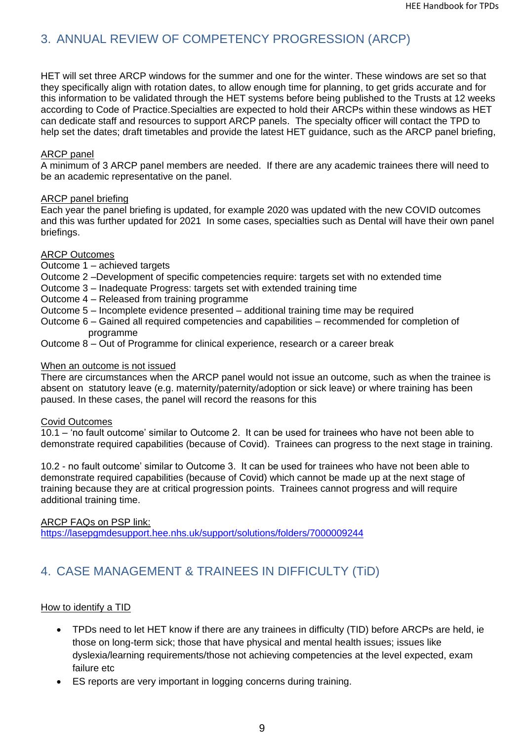## 3. ANNUAL REVIEW OF COMPETENCY PROGRESSION (ARCP)

HET will set three ARCP windows for the summer and one for the winter. These windows are set so that they specifically align with rotation dates, to allow enough time for planning, to get grids accurate and for this information to be validated through the HET systems before being published to the Trusts at 12 weeks according to Code of Practice.Specialties are expected to hold their ARCPs within these windows as HET can dedicate staff and resources to support ARCP panels. The specialty officer will contact the TPD to help set the dates; draft timetables and provide the latest HET guidance, such as the ARCP panel briefing,

<u>ARCP panel</u>
A minimum of 3 ARCP panel members are needed. If there are any academic trainees there will need to be an academic representative on the panel.

<u>ARCP panel briefing</u>
Each year the panel briefing is updated, for example 2020 was updated with the new COVID outcomes and this was further updated for 2021 In some cases, specialties such as Dental will have their own panel briefings.

<u>ARCP Outcomes</u>
Outcome 1 – achieved targets
Outcome 2 –Development of specific competencies require: targets set with no extended time
Outcome 3 – Inadequate Progress: targets set with extended training time
Outcome 4 – Released from training programme
Outcome 5 – Incomplete evidence presented – additional training time may be required
Outcome 6 – Gained all required competencies and capabilities – recommended for completion of programme
Outcome 8 – Out of Programme for clinical experience, research or a career break

<u>When an outcome is not issued</u>
There are circumstances when the ARCP panel would not issue an outcome, such as when the trainee is absent on statutory leave (e.g. maternity/paternity/adoption or sick leave) or where training has been paused. In these cases, the panel will record the reasons for this

<u>Covid Outcomes</u>
10.1 – 'no fault outcome' similar to Outcome 2. It can be used for trainees who have not been able to demonstrate required capabilities (because of Covid). Trainees can progress to the next stage in training.

10.2 - no fault outcome' similar to Outcome 3. It can be used for trainees who have not been able to demonstrate required capabilities (because of Covid) which cannot be made up at the next stage of training because they are at critical progression points. Trainees cannot progress and will require additional training time.

<u>ARCP FAQs on PSP link:</u>
https://lasepgmdesupport.hee.nhs.uk/support/solutions/folders/7000009244

## 4. CASE MANAGEMENT & TRAINEES IN DIFFICULTY (TiD)

<u>How to identify a TID</u>

- TPDs need to let HET know if there are any trainees in difficulty (TID) before ARCPs are held, ie those on long-term sick; those that have physical and mental health issues; issues like dyslexia/learning requirements/those not achieving competencies at the level expected, exam failure etc
- ES reports are very important in logging concerns during training.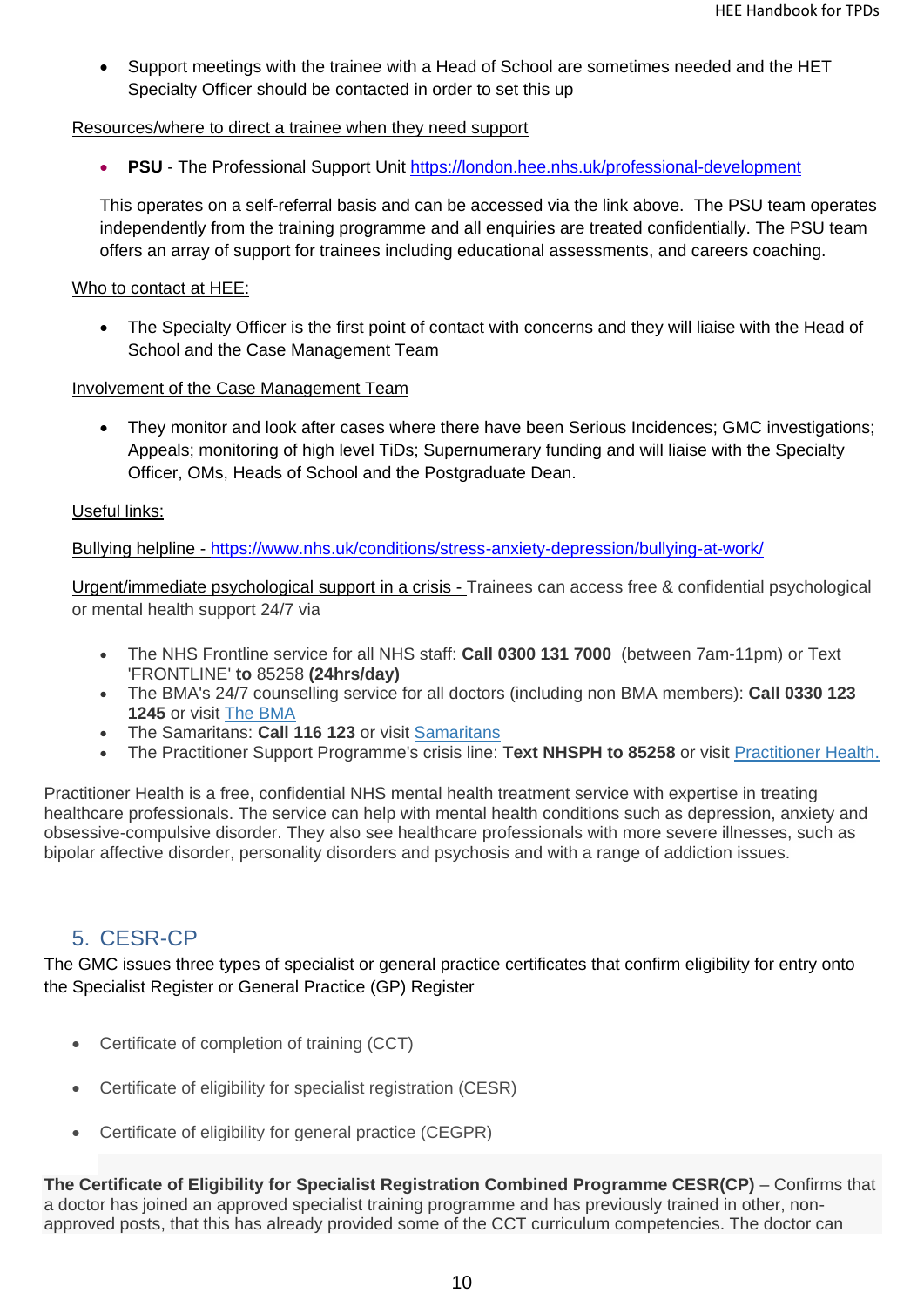- Support meetings with the trainee with a Head of School are sometimes needed and the HET Specialty Officer should be contacted in order to set this up

Resources/where to direct a trainee when they need support

- **PSU** - The Professional Support Unit https://london.hee.nhs.uk/professional-development

  This operates on a self-referral basis and can be accessed via the link above. The PSU team operates independently from the training programme and all enquiries are treated confidentially. The PSU team offers an array of support for trainees including educational assessments, and careers coaching.

Who to contact at HEE:

- The Specialty Officer is the first point of contact with concerns and they will liaise with the Head of School and the Case Management Team

Involvement of the Case Management Team

- They monitor and look after cases where there have been Serious Incidences; GMC investigations; Appeals; monitoring of high level TiDs; Supernumerary funding and will liaise with the Specialty Officer, OMs, Heads of School and the Postgraduate Dean.

Useful links:

Bullying helpline - https://www.nhs.uk/conditions/stress-anxiety-depression/bullying-at-work/

Urgent/immediate psychological support in a crisis - Trainees can access free & confidential psychological or mental health support 24/7 via

- The NHS Frontline service for all NHS staff: **Call 0300 131 7000** (between 7am-11pm) or Text 'FRONTLINE' **to** 85258 **(24hrs/day)**
- The BMA's 24/7 counselling service for all doctors (including non BMA members): **Call 0330 123 1245** or visit The BMA
- The Samaritans: **Call 116 123** or visit Samaritans
- The Practitioner Support Programme's crisis line: **Text NHSPH to 85258** or visit Practitioner Health.

Practitioner Health is a free, confidential NHS mental health treatment service with expertise in treating healthcare professionals. The service can help with mental health conditions such as depression, anxiety and obsessive-compulsive disorder. They also see healthcare professionals with more severe illnesses, such as bipolar affective disorder, personality disorders and psychosis and with a range of addiction issues.

## 5. CESR-CP

The GMC issues three types of specialist or general practice certificates that confirm eligibility for entry onto the Specialist Register or General Practice (GP) Register

- Certificate of completion of training (CCT)
- Certificate of eligibility for specialist registration (CESR)
- Certificate of eligibility for general practice (CEGPR)

**The Certificate of Eligibility for Specialist Registration Combined Programme CESR(CP)** – Confirms that a doctor has joined an approved specialist training programme and has previously trained in other, non-approved posts, that this has already provided some of the CCT curriculum competencies. The doctor can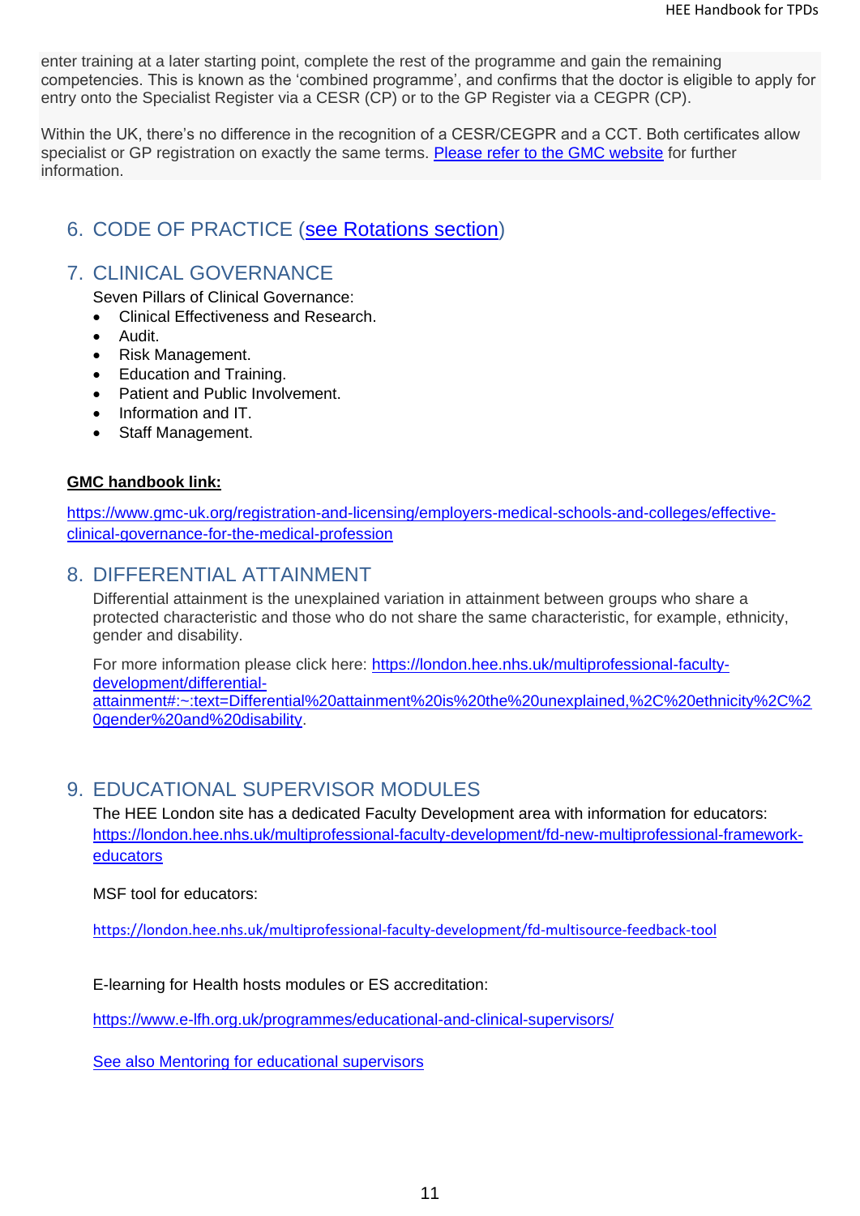enter training at a later starting point, complete the rest of the programme and gain the remaining competencies. This is known as the 'combined programme', and confirms that the doctor is eligible to apply for entry onto the Specialist Register via a CESR (CP) or to the GP Register via a CEGPR (CP).

Within the UK, there's no difference in the recognition of a CESR/CEGPR and a CCT. Both certificates allow specialist or GP registration on exactly the same terms. [Please refer to the GMC website]() for further information.

## 6. CODE OF PRACTICE ([see Rotations section]())

## 7. CLINICAL GOVERNANCE

Seven Pillars of Clinical Governance:

- Clinical Effectiveness and Research.
- Audit.
- Risk Management.
- Education and Training.
- Patient and Public Involvement.
- Information and IT.
- Staff Management.

**GMC handbook link:**

https://www.gmc-uk.org/registration-and-licensing/employers-medical-schools-and-colleges/effective-clinical-governance-for-the-medical-profession

## 8. DIFFERENTIAL ATTAINMENT

Differential attainment is the unexplained variation in attainment between groups who share a protected characteristic and those who do not share the same characteristic, for example, ethnicity, gender and disability.

For more information please click here: https://london.hee.nhs.uk/multiprofessional-faculty-development/differential-attainment#:~:text=Differential%20attainment%20is%20the%20unexplained,%2C%20ethnicity%2C%20gender%20and%20disability.

## 9. EDUCATIONAL SUPERVISOR MODULES

The HEE London site has a dedicated Faculty Development area with information for educators: https://london.hee.nhs.uk/multiprofessional-faculty-development/fd-new-multiprofessional-framework-educators

MSF tool for educators:

https://london.hee.nhs.uk/multiprofessional-faculty-development/fd-multisource-feedback-tool

E-learning for Health hosts modules or ES accreditation:

https://www.e-lfh.org.uk/programmes/educational-and-clinical-supervisors/

[See also Mentoring for educational supervisors]()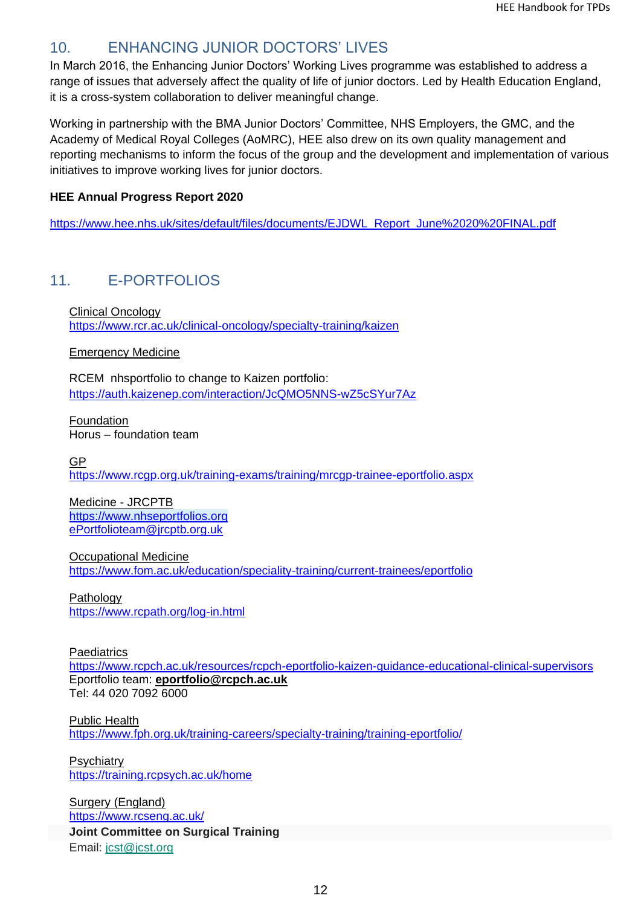## 10. ENHANCING JUNIOR DOCTORS' LIVES

In March 2016, the Enhancing Junior Doctors' Working Lives programme was established to address a range of issues that adversely affect the quality of life of junior doctors. Led by Health Education England, it is a cross-system collaboration to deliver meaningful change.

Working in partnership with the BMA Junior Doctors' Committee, NHS Employers, the GMC, and the Academy of Medical Royal Colleges (AoMRC), HEE also drew on its own quality management and reporting mechanisms to inform the focus of the group and the development and implementation of various initiatives to improve working lives for junior doctors.

**HEE Annual Progress Report 2020**

https://www.hee.nhs.uk/sites/default/files/documents/EJDWL_Report_June%2020%20FINAL.pdf

## 11. E-PORTFOLIOS

Clinical Oncology
https://www.rcr.ac.uk/clinical-oncology/specialty-training/kaizen

Emergency Medicine

RCEM nhsportfolio to change to Kaizen portfolio:
https://auth.kaizenep.com/interaction/JcQMO5NNS-wZ5cSYur7Az

Foundation
Horus – foundation team

GP
https://www.rcgp.org.uk/training-exams/training/mrcgp-trainee-eportfolio.aspx

Medicine - JRCPTB
https://www.nhseportfolios.org
ePortfolioteam@jrcptb.org.uk

Occupational Medicine
https://www.fom.ac.uk/education/speciality-training/current-trainees/eportfolio

Pathology
https://www.rcpath.org/log-in.html

Paediatrics
https://www.rcpch.ac.uk/resources/rcpch-eportfolio-kaizen-guidance-educational-clinical-supervisors
Eportfolio team: **eportfolio@rcpch.ac.uk**
Tel: 44 020 7092 6000

Public Health
https://www.fph.org.uk/training-careers/specialty-training/training-eportfolio/

Psychiatry
https://training.rcpsych.ac.uk/home

Surgery (England)
https://www.rcseng.ac.uk/
**Joint Committee on Surgical Training**
Email: jcst@jcst.org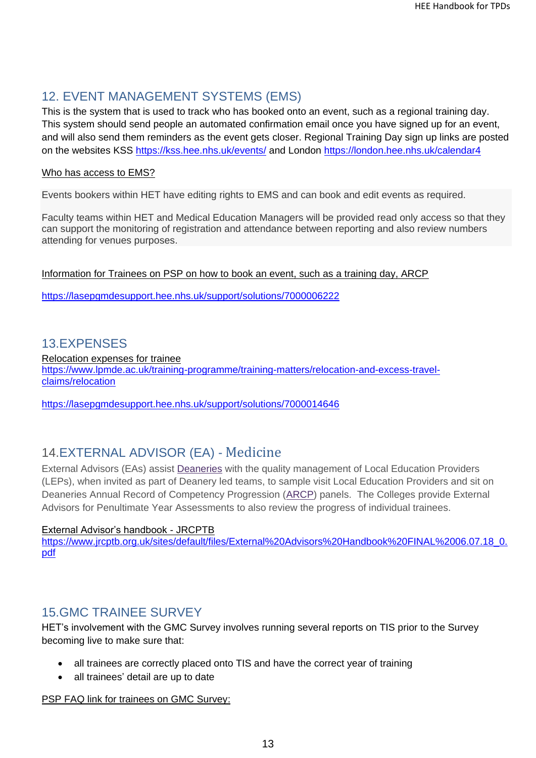## 12. EVENT MANAGEMENT SYSTEMS (EMS)

This is the system that is used to track who has booked onto an event, such as a regional training day. This system should send people an automated confirmation email once you have signed up for an event, and will also send them reminders as the event gets closer. Regional Training Day sign up links are posted on the websites KSS https://kss.hee.nhs.uk/events/ and London https://london.hee.nhs.uk/calendar4

Who has access to EMS?

Events bookers within HET have editing rights to EMS and can book and edit events as required.

Faculty teams within HET and Medical Education Managers will be provided read only access so that they can support the monitoring of registration and attendance between reporting and also review numbers attending for venues purposes.

Information for Trainees on PSP on how to book an event, such as a training day, ARCP

https://lasepgmdesupport.hee.nhs.uk/support/solutions/7000006222

## 13.EXPENSES

Relocation expenses for trainee
https://www.lpmde.ac.uk/training-programme/training-matters/relocation-and-excess-travel-claims/relocation

https://lasepgmdesupport.hee.nhs.uk/support/solutions/7000014646

## 14.EXTERNAL ADVISOR (EA) - Medicine

External Advisors (EAs) assist Deaneries with the quality management of Local Education Providers (LEPs), when invited as part of Deanery led teams, to sample visit Local Education Providers and sit on Deaneries Annual Record of Competency Progression (ARCP) panels. The Colleges provide External Advisors for Penultimate Year Assessments to also review the progress of individual trainees.

External Advisor's handbook - JRCPTB
https://www.jrcptb.org.uk/sites/default/files/External%20Advisors%20Handbook%20FINAL%2006.07.18_0.pdf

## 15.GMC TRAINEE SURVEY

HET's involvement with the GMC Survey involves running several reports on TIS prior to the Survey becoming live to make sure that:

- all trainees are correctly placed onto TIS and have the correct year of training
- all trainees' detail are up to date

PSP FAQ link for trainees on GMC Survey: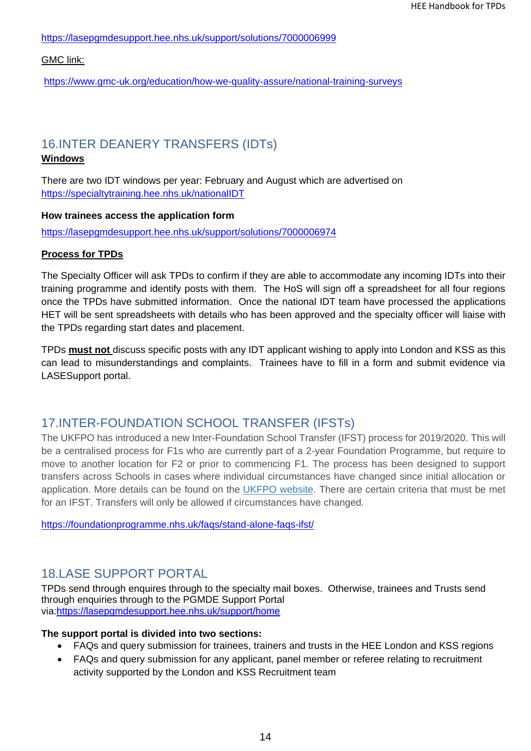https://lasepgmdesupport.hee.nhs.uk/support/solutions/7000006999

GMC link:

https://www.gmc-uk.org/education/how-we-quality-assure/national-training-surveys

## 16.INTER DEANERY TRANSFERS (IDTs)

**Windows**

There are two IDT windows per year: February and August which are advertised on https://specialtytraining.hee.nhs.uk/nationalIDT

**How trainees access the application form**

https://lasepgmdesupport.hee.nhs.uk/support/solutions/7000006974

**Process for TPDs**

The Specialty Officer will ask TPDs to confirm if they are able to accommodate any incoming IDTs into their training programme and identify posts with them. The HoS will sign off a spreadsheet for all four regions once the TPDs have submitted information. Once the national IDT team have processed the applications HET will be sent spreadsheets with details who has been approved and the specialty officer will liaise with the TPDs regarding start dates and placement.

TPDs **must not** discuss specific posts with any IDT applicant wishing to apply into London and KSS as this can lead to misunderstandings and complaints. Trainees have to fill in a form and submit evidence via LASESupport portal.

## 17.INTER-FOUNDATION SCHOOL TRANSFER (IFSTs)

The UKFPO has introduced a new Inter-Foundation School Transfer (IFST) process for 2019/2020. This will be a centralised process for F1s who are currently part of a 2-year Foundation Programme, but require to move to another location for F2 or prior to commencing F1. The process has been designed to support transfers across Schools in cases where individual circumstances have changed since initial allocation or application. More details can be found on the UKFPO website. There are certain criteria that must be met for an IFST. Transfers will only be allowed if circumstances have changed.

https://foundationprogramme.nhs.uk/faqs/stand-alone-faqs-ifst/

## 18.LASE SUPPORT PORTAL

TPDs send through enquires through to the specialty mail boxes. Otherwise, trainees and Trusts send through enquiries through to the PGMDE Support Portal via:https://lasepgmdesupport.hee.nhs.uk/support/home

**The support portal is divided into two sections:**

- FAQs and query submission for trainees, trainers and trusts in the HEE London and KSS regions
- FAQs and query submission for any applicant, panel member or referee relating to recruitment activity supported by the London and KSS Recruitment team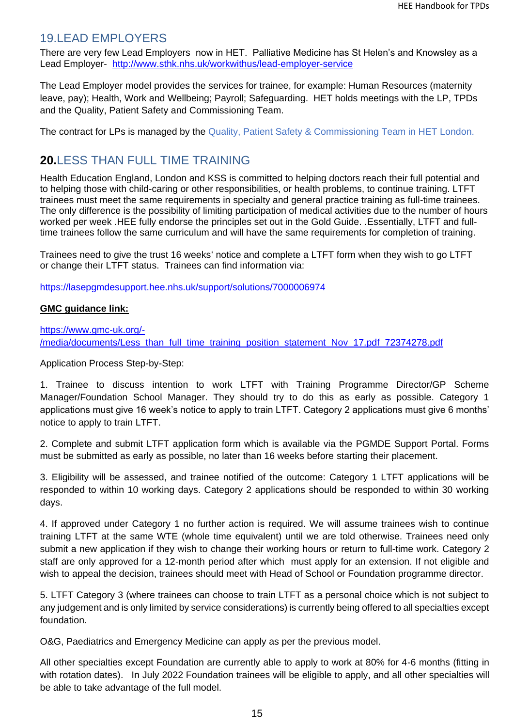## 19.LEAD EMPLOYERS

There are very few Lead Employers now in HET. Palliative Medicine has St Helen's and Knowsley as a Lead Employer- http://www.sthk.nhs.uk/workwithus/lead-employer-service

The Lead Employer model provides the services for trainee, for example: Human Resources (maternity leave, pay); Health, Work and Wellbeing; Payroll; Safeguarding. HET holds meetings with the LP, TPDs and the Quality, Patient Safety and Commissioning Team.

The contract for LPs is managed by the Quality, Patient Safety & Commissioning Team in HET London.

## 20.LESS THAN FULL TIME TRAINING

Health Education England, London and KSS is committed to helping doctors reach their full potential and to helping those with child-caring or other responsibilities, or health problems, to continue training. LTFT trainees must meet the same requirements in specialty and general practice training as full-time trainees. The only difference is the possibility of limiting participation of medical activities due to the number of hours worked per week .HEE fully endorse the principles set out in the Gold Guide. .Essentially, LTFT and full-time trainees follow the same curriculum and will have the same requirements for completion of training.

Trainees need to give the trust 16 weeks' notice and complete a LTFT form when they wish to go LTFT or change their LTFT status. Trainees can find information via:

https://lasepgmdesupport.hee.nhs.uk/support/solutions/7000006974

**GMC guidance link:**

https://www.gmc-uk.org/-/media/documents/Less_than_full_time_training_position_statement_Nov_17.pdf_72374278.pdf

Application Process Step-by-Step:

1. Trainee to discuss intention to work LTFT with Training Programme Director/GP Scheme Manager/Foundation School Manager. They should try to do this as early as possible. Category 1 applications must give 16 week's notice to apply to train LTFT. Category 2 applications must give 6 months' notice to apply to train LTFT.

2. Complete and submit LTFT application form which is available via the PGMDE Support Portal. Forms must be submitted as early as possible, no later than 16 weeks before starting their placement.

3. Eligibility will be assessed, and trainee notified of the outcome: Category 1 LTFT applications will be responded to within 10 working days. Category 2 applications should be responded to within 30 working days.

4. If approved under Category 1 no further action is required. We will assume trainees wish to continue training LTFT at the same WTE (whole time equivalent) until we are told otherwise. Trainees need only submit a new application if they wish to change their working hours or return to full-time work. Category 2 staff are only approved for a 12-month period after which must apply for an extension. If not eligible and wish to appeal the decision, trainees should meet with Head of School or Foundation programme director.

5. LTFT Category 3 (where trainees can choose to train LTFT as a personal choice which is not subject to any judgement and is only limited by service considerations) is currently being offered to all specialties except foundation.

O&G, Paediatrics and Emergency Medicine can apply as per the previous model.

All other specialties except Foundation are currently able to apply to work at 80% for 4-6 months (fitting in with rotation dates). In July 2022 Foundation trainees will be eligible to apply, and all other specialties will be able to take advantage of the full model.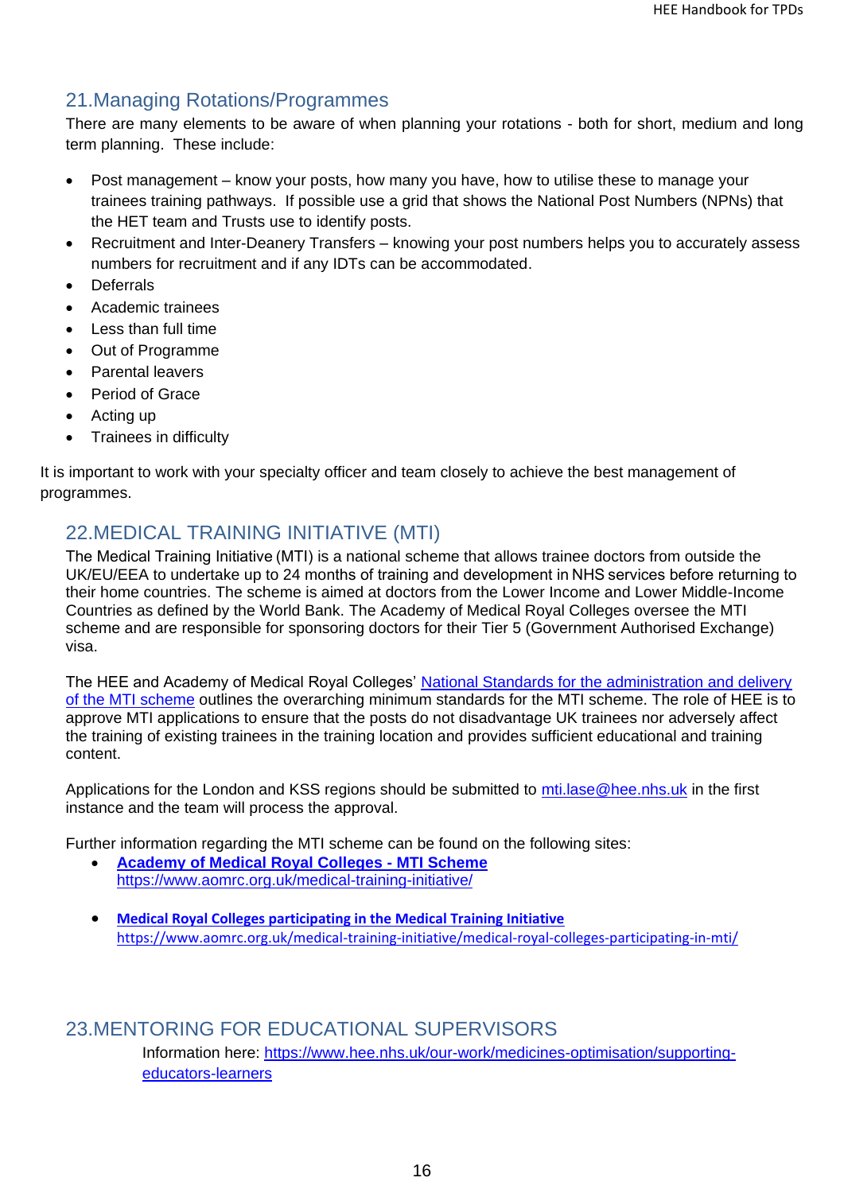## 21.Managing Rotations/Programmes

There are many elements to be aware of when planning your rotations - both for short, medium and long term planning. These include:

- Post management – know your posts, how many you have, how to utilise these to manage your trainees training pathways. If possible use a grid that shows the National Post Numbers (NPNs) that the HET team and Trusts use to identify posts.
- Recruitment and Inter-Deanery Transfers – knowing your post numbers helps you to accurately assess numbers for recruitment and if any IDTs can be accommodated.
- Deferrals
- Academic trainees
- Less than full time
- Out of Programme
- Parental leavers
- Period of Grace
- Acting up
- Trainees in difficulty

It is important to work with your specialty officer and team closely to achieve the best management of programmes.

## 22.MEDICAL TRAINING INITIATIVE (MTI)

The Medical Training Initiative (MTI) is a national scheme that allows trainee doctors from outside the UK/EU/EEA to undertake up to 24 months of training and development in NHS services before returning to their home countries. The scheme is aimed at doctors from the Lower Income and Lower Middle-Income Countries as defined by the World Bank. The Academy of Medical Royal Colleges oversee the MTI scheme and are responsible for sponsoring doctors for their Tier 5 (Government Authorised Exchange) visa.

The HEE and Academy of Medical Royal Colleges' National Standards for the administration and delivery of the MTI scheme outlines the overarching minimum standards for the MTI scheme. The role of HEE is to approve MTI applications to ensure that the posts do not disadvantage UK trainees nor adversely affect the training of existing trainees in the training location and provides sufficient educational and training content.

Applications for the London and KSS regions should be submitted to mti.lase@hee.nhs.uk in the first instance and the team will process the approval.

Further information regarding the MTI scheme can be found on the following sites:

- **Academy of Medical Royal Colleges - MTI Scheme**
  https://www.aomrc.org.uk/medical-training-initiative/

- **Medical Royal Colleges participating in the Medical Training Initiative**
  https://www.aomrc.org.uk/medical-training-initiative/medical-royal-colleges-participating-in-mti/

## 23.MENTORING FOR EDUCATIONAL SUPERVISORS

Information here: https://www.hee.nhs.uk/our-work/medicines-optimisation/supporting-educators-learners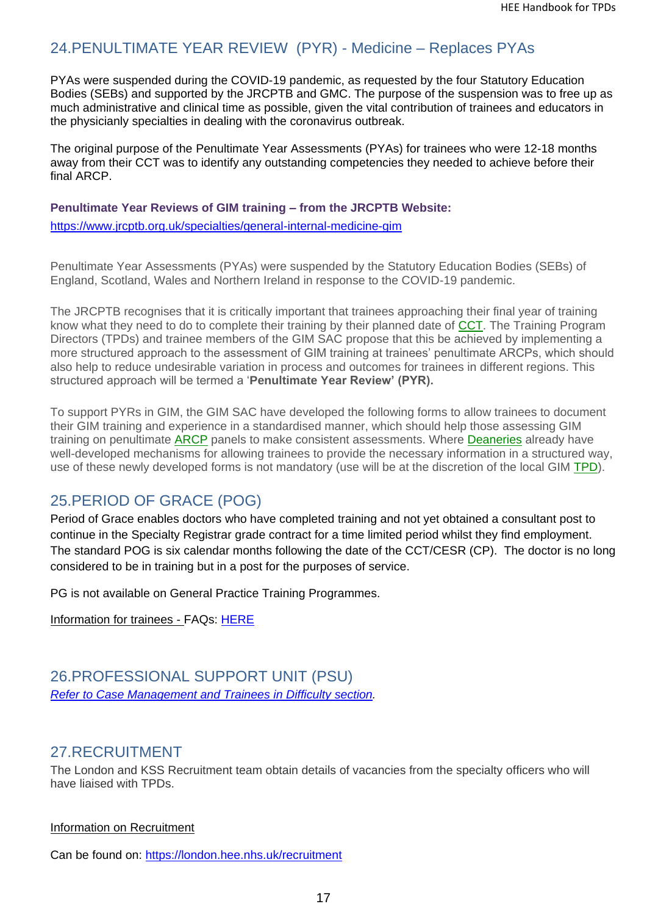## 24.PENULTIMATE YEAR REVIEW (PYR) - Medicine – Replaces PYAs

PYAs were suspended during the COVID-19 pandemic, as requested by the four Statutory Education Bodies (SEBs) and supported by the JRCPTB and GMC. The purpose of the suspension was to free up as much administrative and clinical time as possible, given the vital contribution of trainees and educators in the physicianly specialties in dealing with the coronavirus outbreak.

The original purpose of the Penultimate Year Assessments (PYAs) for trainees who were 12-18 months away from their CCT was to identify any outstanding competencies they needed to achieve before their final ARCP.

**Penultimate Year Reviews of GIM training – from the JRCPTB Website:**
https://www.jrcptb.org.uk/specialties/general-internal-medicine-gim

Penultimate Year Assessments (PYAs) were suspended by the Statutory Education Bodies (SEBs) of England, Scotland, Wales and Northern Ireland in response to the COVID-19 pandemic.

The JRCPTB recognises that it is critically important that trainees approaching their final year of training know what they need to do to complete their training by their planned date of CCT. The Training Program Directors (TPDs) and trainee members of the GIM SAC propose that this be achieved by implementing a more structured approach to the assessment of GIM training at trainees' penultimate ARCPs, which should also help to reduce undesirable variation in process and outcomes for trainees in different regions. This structured approach will be termed a '**Penultimate Year Review' (PYR).**

To support PYRs in GIM, the GIM SAC have developed the following forms to allow trainees to document their GIM training and experience in a standardised manner, which should help those assessing GIM training on penultimate ARCP panels to make consistent assessments. Where Deaneries already have well-developed mechanisms for allowing trainees to provide the necessary information in a structured way, use of these newly developed forms is not mandatory (use will be at the discretion of the local GIM TPD).

## 25.PERIOD OF GRACE (POG)

Period of Grace enables doctors who have completed training and not yet obtained a consultant post to continue in the Specialty Registrar grade contract for a time limited period whilst they find employment. The standard POG is six calendar months following the date of the CCT/CESR (CP). The doctor is no long considered to be in training but in a post for the purposes of service.

PG is not available on General Practice Training Programmes.

Information for trainees - FAQs: HERE

## 26.PROFESSIONAL SUPPORT UNIT (PSU)

*Refer to Case Management and Trainees in Difficulty section.*

## 27.RECRUITMENT

The London and KSS Recruitment team obtain details of vacancies from the specialty officers who will have liaised with TPDs.

Information on Recruitment

Can be found on: https://london.hee.nhs.uk/recruitment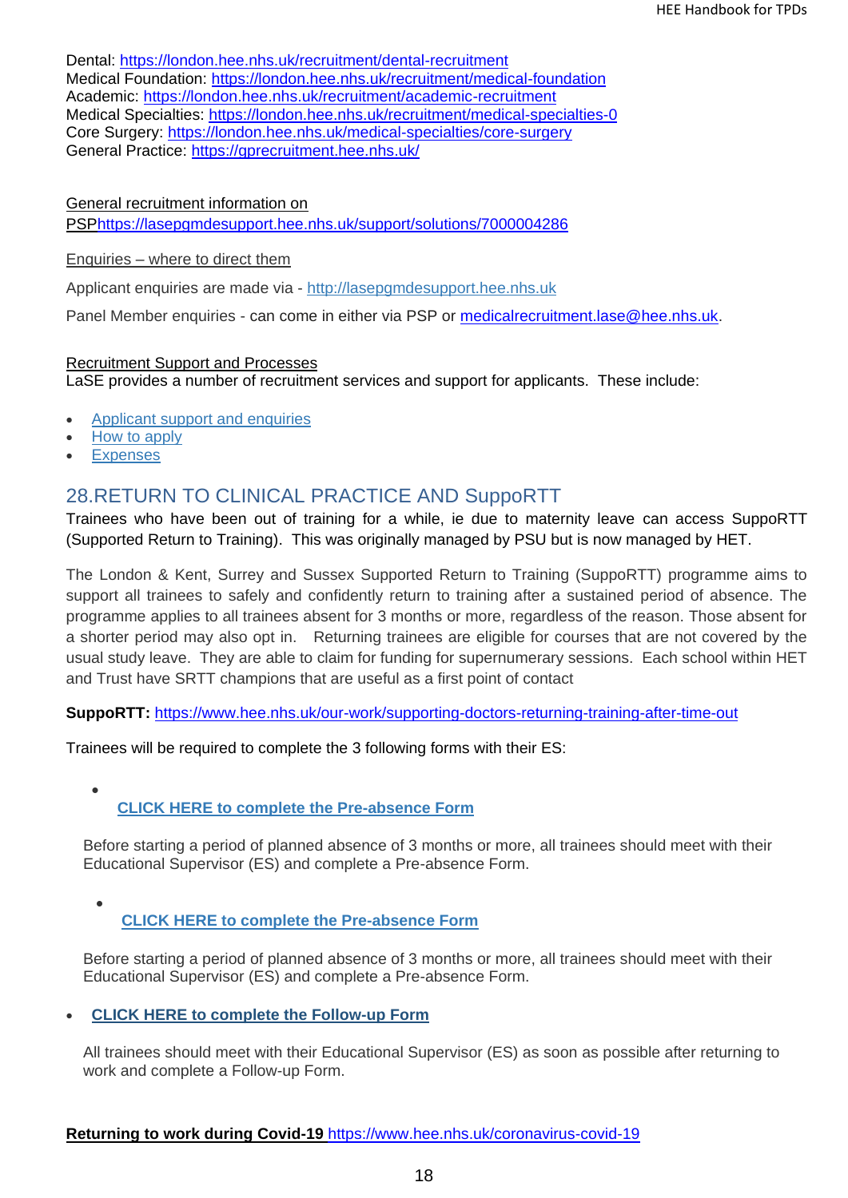Dental: https://london.hee.nhs.uk/recruitment/dental-recruitment
Medical Foundation: https://london.hee.nhs.uk/recruitment/medical-foundation
Academic: https://london.hee.nhs.uk/recruitment/academic-recruitment
Medical Specialties: https://london.hee.nhs.uk/recruitment/medical-specialties-0
Core Surgery: https://london.hee.nhs.uk/medical-specialties/core-surgery
General Practice: https://gprecruitment.hee.nhs.uk/

General recruitment information on PSPhttps://lasepgmdesupport.hee.nhs.uk/support/solutions/7000004286

Enquiries – where to direct them

Applicant enquiries are made via - http://lasepgmdesupport.hee.nhs.uk

Panel Member enquiries - can come in either via PSP or medicalrecruitment.lase@hee.nhs.uk.

Recruitment Support and Processes
LaSE provides a number of recruitment services and support for applicants. These include:

- Applicant support and enquiries
- How to apply
- Expenses

## 28.RETURN TO CLINICAL PRACTICE AND SuppoRTT

Trainees who have been out of training for a while, ie due to maternity leave can access SuppoRTT (Supported Return to Training). This was originally managed by PSU but is now managed by HET.

The London & Kent, Surrey and Sussex Supported Return to Training (SuppoRTT) programme aims to support all trainees to safely and confidently return to training after a sustained period of absence. The programme applies to all trainees absent for 3 months or more, regardless of the reason. Those absent for a shorter period may also opt in. Returning trainees are eligible for courses that are not covered by the usual study leave. They are able to claim for funding for supernumerary sessions. Each school within HET and Trust have SRTT champions that are useful as a first point of contact

**SuppoRTT:** https://www.hee.nhs.uk/our-work/supporting-doctors-returning-training-after-time-out

Trainees will be required to complete the 3 following forms with their ES:

- **CLICK HERE to complete the Pre-absence Form**

  Before starting a period of planned absence of 3 months or more, all trainees should meet with their Educational Supervisor (ES) and complete a Pre-absence Form.

- **CLICK HERE to complete the Pre-absence Form**

  Before starting a period of planned absence of 3 months or more, all trainees should meet with their Educational Supervisor (ES) and complete a Pre-absence Form.

- **CLICK HERE to complete the Follow-up Form**

  All trainees should meet with their Educational Supervisor (ES) as soon as possible after returning to work and complete a Follow-up Form.

**Returning to work during Covid-19** https://www.hee.nhs.uk/coronavirus-covid-19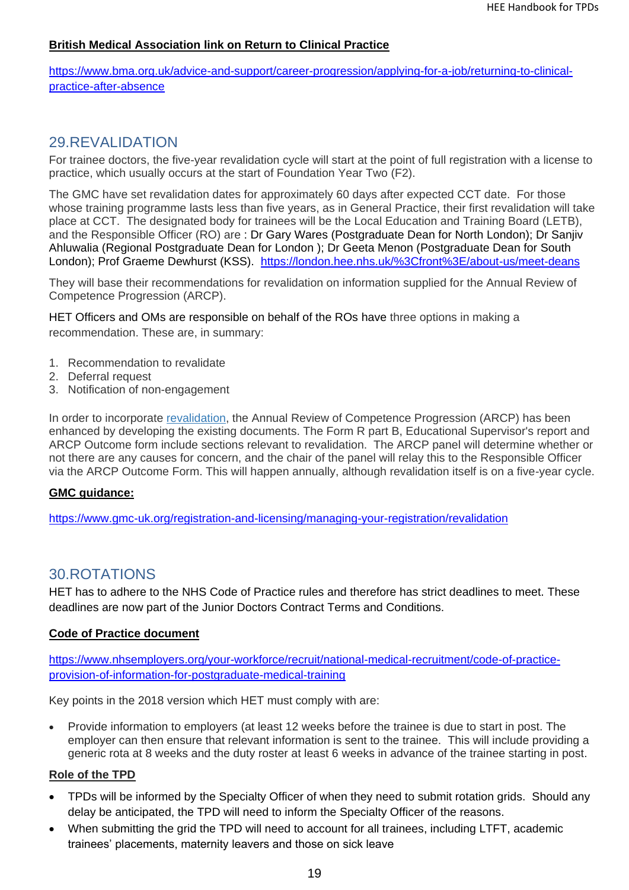**British Medical Association link on Return to Clinical Practice**

https://www.bma.org.uk/advice-and-support/career-progression/applying-for-a-job/returning-to-clinical-practice-after-absence

## 29.REVALIDATION

For trainee doctors, the five-year revalidation cycle will start at the point of full registration with a license to practice, which usually occurs at the start of Foundation Year Two (F2).

The GMC have set revalidation dates for approximately 60 days after expected CCT date. For those whose training programme lasts less than five years, as in General Practice, their first revalidation will take place at CCT. The designated body for trainees will be the Local Education and Training Board (LETB), and the Responsible Officer (RO) are : Dr Gary Wares (Postgraduate Dean for North London); Dr Sanjiv Ahluwalia (Regional Postgraduate Dean for London ); Dr Geeta Menon (Postgraduate Dean for South London); Prof Graeme Dewhurst (KSS). https://london.hee.nhs.uk/%3Cfront%3E/about-us/meet-deans

They will base their recommendations for revalidation on information supplied for the Annual Review of Competence Progression (ARCP).

HET Officers and OMs are responsible on behalf of the ROs have three options in making a recommendation. These are, in summary:

1. Recommendation to revalidate
2. Deferral request
3. Notification of non-engagement

In order to incorporate revalidation, the Annual Review of Competence Progression (ARCP) has been enhanced by developing the existing documents. The Form R part B, Educational Supervisor's report and ARCP Outcome form include sections relevant to revalidation. The ARCP panel will determine whether or not there are any causes for concern, and the chair of the panel will relay this to the Responsible Officer via the ARCP Outcome Form. This will happen annually, although revalidation itself is on a five-year cycle.

**GMC guidance:**

https://www.gmc-uk.org/registration-and-licensing/managing-your-registration/revalidation

## 30.ROTATIONS

HET has to adhere to the NHS Code of Practice rules and therefore has strict deadlines to meet. These deadlines are now part of the Junior Doctors Contract Terms and Conditions.

**Code of Practice document**

https://www.nhsemployers.org/your-workforce/recruit/national-medical-recruitment/code-of-practice-provision-of-information-for-postgraduate-medical-training

Key points in the 2018 version which HET must comply with are:

- Provide information to employers (at least 12 weeks before the trainee is due to start in post. The employer can then ensure that relevant information is sent to the trainee. This will include providing a generic rota at 8 weeks and the duty roster at least 6 weeks in advance of the trainee starting in post.

**Role of the TPD**

- TPDs will be informed by the Specialty Officer of when they need to submit rotation grids. Should any delay be anticipated, the TPD will need to inform the Specialty Officer of the reasons.
- When submitting the grid the TPD will need to account for all trainees, including LTFT, academic trainees' placements, maternity leavers and those on sick leave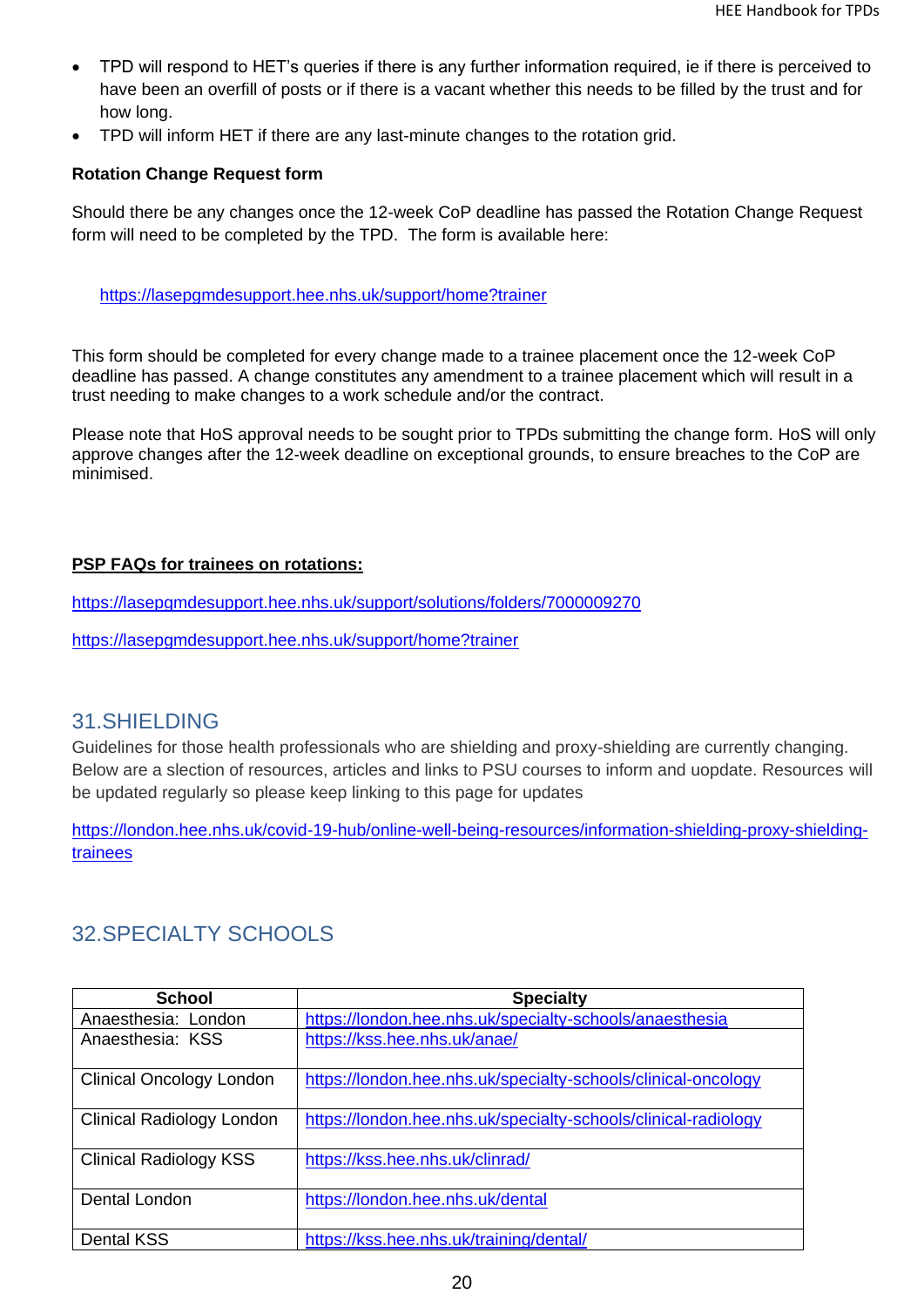- TPD will respond to HET's queries if there is any further information required, ie if there is perceived to have been an overfill of posts or if there is a vacant whether this needs to be filled by the trust and for how long.
- TPD will inform HET if there are any last-minute changes to the rotation grid.

**Rotation Change Request form**

Should there be any changes once the 12-week CoP deadline has passed the Rotation Change Request form will need to be completed by the TPD. The form is available here:

https://lasepgmdesupport.hee.nhs.uk/support/home?trainer

This form should be completed for every change made to a trainee placement once the 12-week CoP deadline has passed. A change constitutes any amendment to a trainee placement which will result in a trust needing to make changes to a work schedule and/or the contract.

Please note that HoS approval needs to be sought prior to TPDs submitting the change form. HoS will only approve changes after the 12-week deadline on exceptional grounds, to ensure breaches to the CoP are minimised.

**PSP FAQs for trainees on rotations:**

https://lasepgmdesupport.hee.nhs.uk/support/solutions/folders/7000009270

https://lasepgmdesupport.hee.nhs.uk/support/home?trainer

## 31.SHIELDING

Guidelines for those health professionals who are shielding and proxy-shielding are currently changing. Below are a slection of resources, articles and links to PSU courses to inform and uopdate. Resources will be updated regularly so please keep linking to this page for updates

https://london.hee.nhs.uk/covid-19-hub/online-well-being-resources/information-shielding-proxy-shielding-trainees

## 32.SPECIALTY SCHOOLS

| School | Specialty |
|---|---|
| Anaesthesia: London | https://london.hee.nhs.uk/specialty-schools/anaesthesia |
| Anaesthesia: KSS | https://kss.hee.nhs.uk/anae/ |
| Clinical Oncology London | https://london.hee.nhs.uk/specialty-schools/clinical-oncology |
| Clinical Radiology London | https://london.hee.nhs.uk/specialty-schools/clinical-radiology |
| Clinical Radiology KSS | https://kss.hee.nhs.uk/clinrad/ |
| Dental London | https://london.hee.nhs.uk/dental |
| Dental KSS | https://kss.hee.nhs.uk/training/dental/ |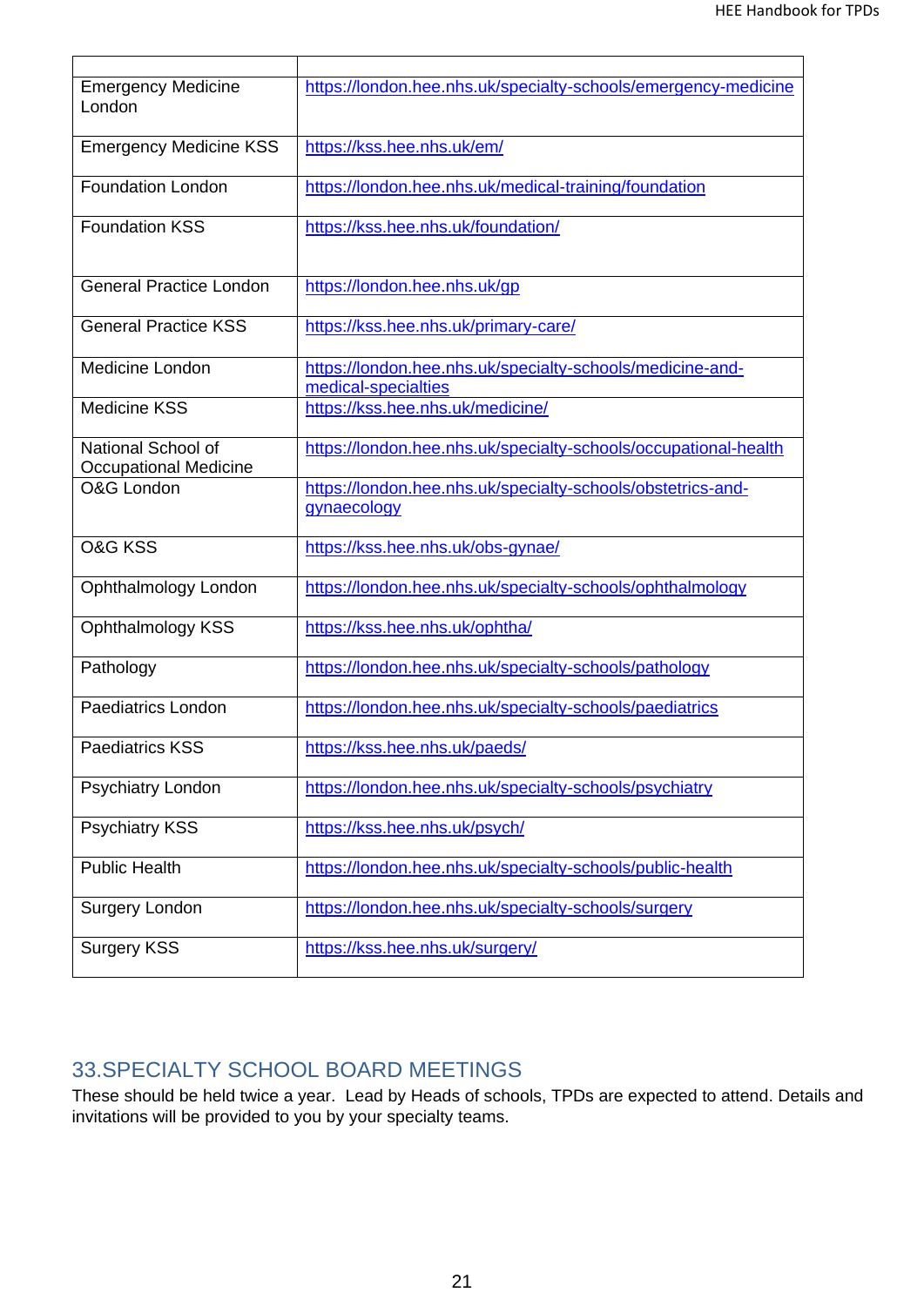| | |
|---|---|
| Emergency Medicine London | https://london.hee.nhs.uk/specialty-schools/emergency-medicine |
| Emergency Medicine KSS | https://kss.hee.nhs.uk/em/ |
| Foundation London | https://london.hee.nhs.uk/medical-training/foundation |
| Foundation KSS | https://kss.hee.nhs.uk/foundation/ |
| General Practice London | https://london.hee.nhs.uk/gp |
| General Practice KSS | https://kss.hee.nhs.uk/primary-care/ |
| Medicine London | https://london.hee.nhs.uk/specialty-schools/medicine-and-medical-specialties |
| Medicine KSS | https://kss.hee.nhs.uk/medicine/ |
| National School of Occupational Medicine | https://london.hee.nhs.uk/specialty-schools/occupational-health |
| O&G London | https://london.hee.nhs.uk/specialty-schools/obstetrics-and-gynaecology |
| O&G KSS | https://kss.hee.nhs.uk/obs-gynae/ |
| Ophthalmology London | https://london.hee.nhs.uk/specialty-schools/ophthalmology |
| Ophthalmology KSS | https://kss.hee.nhs.uk/ophtha/ |
| Pathology | https://london.hee.nhs.uk/specialty-schools/pathology |
| Paediatrics London | https://london.hee.nhs.uk/specialty-schools/paediatrics |
| Paediatrics KSS | https://kss.hee.nhs.uk/paeds/ |
| Psychiatry London | https://london.hee.nhs.uk/specialty-schools/psychiatry |
| Psychiatry KSS | https://kss.hee.nhs.uk/psych/ |
| Public Health | https://london.hee.nhs.uk/specialty-schools/public-health |
| Surgery London | https://london.hee.nhs.uk/specialty-schools/surgery |
| Surgery KSS | https://kss.hee.nhs.uk/surgery/ |

## 33.SPECIALTY SCHOOL BOARD MEETINGS

These should be held twice a year. Lead by Heads of schools, TPDs are expected to attend. Details and invitations will be provided to you by your specialty teams.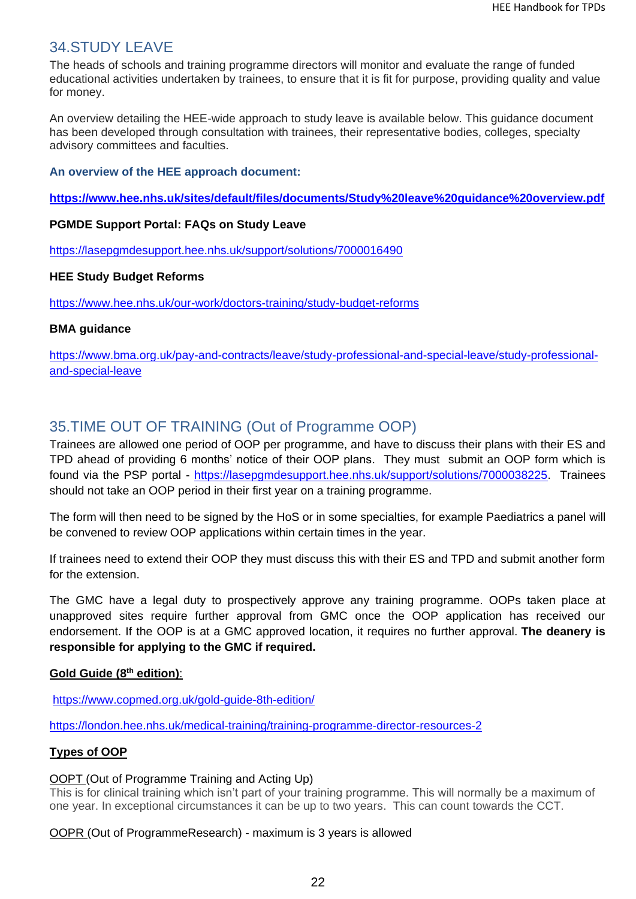## 34.STUDY LEAVE

The heads of schools and training programme directors will monitor and evaluate the range of funded educational activities undertaken by trainees, to ensure that it is fit for purpose, providing quality and value for money.

An overview detailing the HEE-wide approach to study leave is available below. This guidance document has been developed through consultation with trainees, their representative bodies, colleges, specialty advisory committees and faculties.

**An overview of the HEE approach document:**

**https://www.hee.nhs.uk/sites/default/files/documents/Study%20leave%20guidance%20overview.pdf**

**PGMDE Support Portal: FAQs on Study Leave**

https://lasepgmdesupport.hee.nhs.uk/support/solutions/7000016490

**HEE Study Budget Reforms**

https://www.hee.nhs.uk/our-work/doctors-training/study-budget-reforms

**BMA guidance**

https://www.bma.org.uk/pay-and-contracts/leave/study-professional-and-special-leave/study-professional-and-special-leave

## 35.TIME OUT OF TRAINING (Out of Programme OOP)

Trainees are allowed one period of OOP per programme, and have to discuss their plans with their ES and TPD ahead of providing 6 months' notice of their OOP plans. They must submit an OOP form which is found via the PSP portal - https://lasepgmdesupport.hee.nhs.uk/support/solutions/7000038225. Trainees should not take an OOP period in their first year on a training programme.

The form will then need to be signed by the HoS or in some specialties, for example Paediatrics a panel will be convened to review OOP applications within certain times in the year.

If trainees need to extend their OOP they must discuss this with their ES and TPD and submit another form for the extension.

The GMC have a legal duty to prospectively approve any training programme. OOPs taken place at unapproved sites require further approval from GMC once the OOP application has received our endorsement. If the OOP is at a GMC approved location, it requires no further approval. **The deanery is responsible for applying to the GMC if required.**

**Gold Guide (8th edition)**:

https://www.copmed.org.uk/gold-guide-8th-edition/

https://london.hee.nhs.uk/medical-training/training-programme-director-resources-2

**Types of OOP**

OOPT (Out of Programme Training and Acting Up)
This is for clinical training which isn't part of your training programme. This will normally be a maximum of one year. In exceptional circumstances it can be up to two years. This can count towards the CCT.

OOPR (Out of ProgrammeResearch) - maximum is 3 years is allowed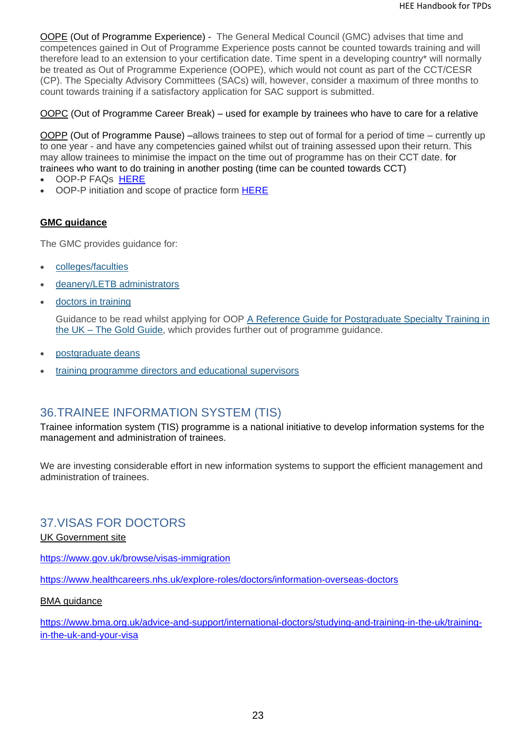OOPE (Out of Programme Experience) - The General Medical Council (GMC) advises that time and competences gained in Out of Programme Experience posts cannot be counted towards training and will therefore lead to an extension to your certification date. Time spent in a developing country* will normally be treated as Out of Programme Experience (OOPE), which would not count as part of the CCT/CESR (CP). The Specialty Advisory Committees (SACs) will, however, consider a maximum of three months to count towards training if a satisfactory application for SAC support is submitted.

OOPC (Out of Programme Career Break) – used for example by trainees who have to care for a relative

OOPP (Out of Programme Pause) –allows trainees to step out of formal for a period of time – currently up to one year - and have any competencies gained whilst out of training assessed upon their return. This may allow trainees to minimise the impact on the time out of programme has on their CCT date. for trainees who want to do training in another posting (time can be counted towards CCT)

- OOP-P FAQs HERE
- OOP-P initiation and scope of practice form HERE

**GMC guidance**

The GMC provides guidance for:

- colleges/faculties
- deanery/LETB administrators
- doctors in training

  Guidance to be read whilst applying for OOP A Reference Guide for Postgraduate Specialty Training in the UK – The Gold Guide, which provides further out of programme guidance.

- postgraduate deans
- training programme directors and educational supervisors

## 36. TRAINEE INFORMATION SYSTEM (TIS)

Trainee information system (TIS) programme is a national initiative to develop information systems for the management and administration of trainees.

We are investing considerable effort in new information systems to support the efficient management and administration of trainees.

## 37. VISAS FOR DOCTORS

UK Government site

https://www.gov.uk/browse/visas-immigration

https://www.healthcareers.nhs.uk/explore-roles/doctors/information-overseas-doctors

BMA guidance

https://www.bma.org.uk/advice-and-support/international-doctors/studying-and-training-in-the-uk/training-in-the-uk-and-your-visa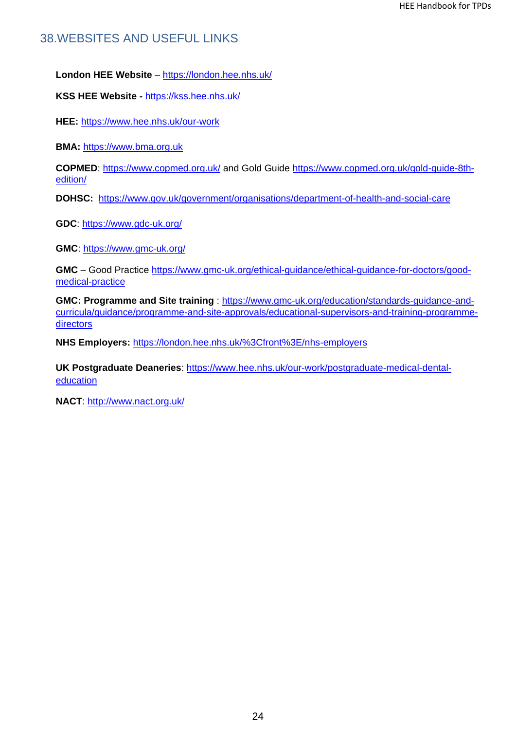## 38.WEBSITES AND USEFUL LINKS

**London HEE Website** – https://london.hee.nhs.uk/

**KSS HEE Website -** https://kss.hee.nhs.uk/

**HEE:** https://www.hee.nhs.uk/our-work

**BMA:** https://www.bma.org.uk

**COPMED**: https://www.copmed.org.uk/ and Gold Guide https://www.copmed.org.uk/gold-guide-8th-edition/

**DOHSC:** https://www.gov.uk/government/organisations/department-of-health-and-social-care

**GDC**: https://www.gdc-uk.org/

**GMC**: https://www.gmc-uk.org/

**GMC** – Good Practice https://www.gmc-uk.org/ethical-guidance/ethical-guidance-for-doctors/good-medical-practice

**GMC: Programme and Site training** : https://www.gmc-uk.org/education/standards-guidance-and-curricula/guidance/programme-and-site-approvals/educational-supervisors-and-training-programme-directors

**NHS Employers:** https://london.hee.nhs.uk/%3Cfront%3E/nhs-employers

**UK Postgraduate Deaneries**: https://www.hee.nhs.uk/our-work/postgraduate-medical-dental-education

**NACT**: http://www.nact.org.uk/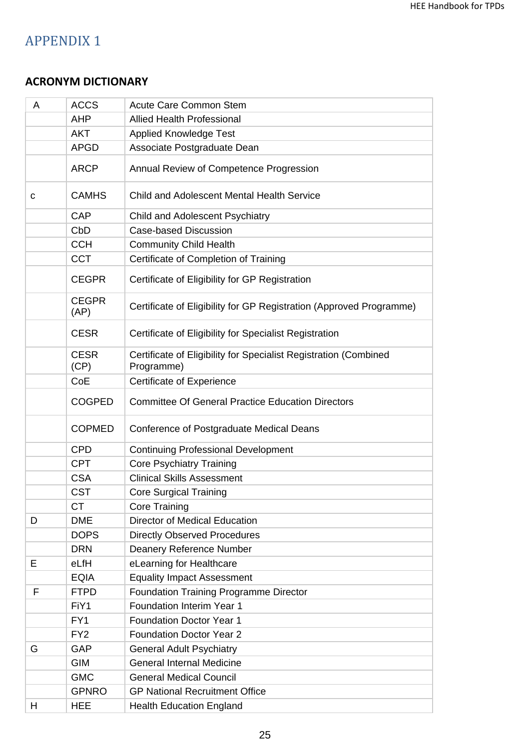# APPENDIX 1

## ACRONYM DICTIONARY

| | | |
|---|---|---|
| A | ACCS | Acute Care Common Stem |
| | AHP | Allied Health Professional |
| | AKT | Applied Knowledge Test |
| | APGD | Associate Postgraduate Dean |
| | ARCP | Annual Review of Competence Progression |
| c | CAMHS | Child and Adolescent Mental Health Service |
| | CAP | Child and Adolescent Psychiatry |
| | CbD | Case-based Discussion |
| | CCH | Community Child Health |
| | CCT | Certificate of Completion of Training |
| | CEGPR | Certificate of Eligibility for GP Registration |
| | CEGPR (AP) | Certificate of Eligibility for GP Registration (Approved Programme) |
| | CESR | Certificate of Eligibility for Specialist Registration |
| | CESR (CP) | Certificate of Eligibility for Specialist Registration (Combined Programme) |
| | CoE | Certificate of Experience |
| | COGPED | Committee Of General Practice Education Directors |
| | COPMED | Conference of Postgraduate Medical Deans |
| | CPD | Continuing Professional Development |
| | CPT | Core Psychiatry Training |
| | CSA | Clinical Skills Assessment |
| | CST | Core Surgical Training |
| | CT | Core Training |
| D | DME | Director of Medical Education |
| | DOPS | Directly Observed Procedures |
| | DRN | Deanery Reference Number |
| E | eLfH | eLearning for Healthcare |
| | EQIA | Equality Impact Assessment |
| F | FTPD | Foundation Training Programme Director |
| | FiY1 | Foundation Interim Year 1 |
| | FY1 | Foundation Doctor Year 1 |
| | FY2 | Foundation Doctor Year 2 |
| G | GAP | General Adult Psychiatry |
| | GIM | General Internal Medicine |
| | GMC | General Medical Council |
| | GPNRO | GP National Recruitment Office |
| H | HEE | Health Education England |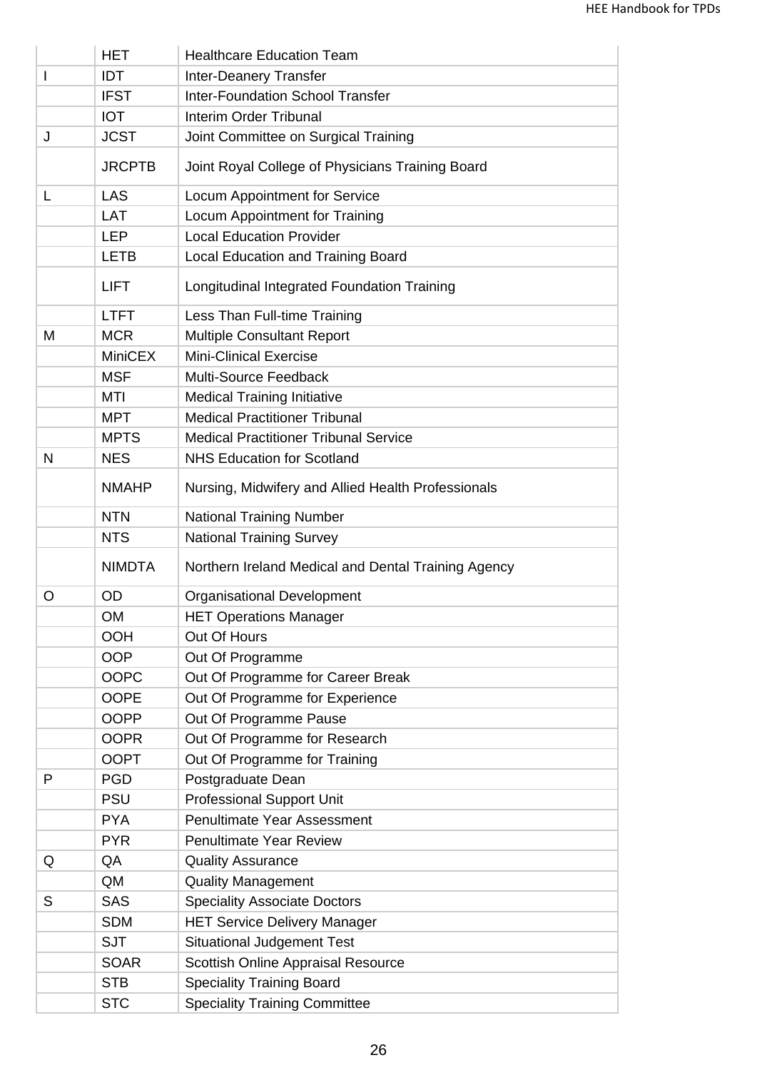| | | |
|---|---|---|
| | HET | Healthcare Education Team |
| I | IDT | Inter-Deanery Transfer |
| | IFST | Inter-Foundation School Transfer |
| | IOT | Interim Order Tribunal |
| J | JCST | Joint Committee on Surgical Training |
| | JRCPTB | Joint Royal College of Physicians Training Board |
| L | LAS | Locum Appointment for Service |
| | LAT | Locum Appointment for Training |
| | LEP | Local Education Provider |
| | LETB | Local Education and Training Board |
| | LIFT | Longitudinal Integrated Foundation Training |
| | LTFT | Less Than Full-time Training |
| M | MCR | Multiple Consultant Report |
| | MiniCEX | Mini-Clinical Exercise |
| | MSF | Multi-Source Feedback |
| | MTI | Medical Training Initiative |
| | MPT | Medical Practitioner Tribunal |
| | MPTS | Medical Practitioner Tribunal Service |
| N | NES | NHS Education for Scotland |
| | NMAHP | Nursing, Midwifery and Allied Health Professionals |
| | NTN | National Training Number |
| | NTS | National Training Survey |
| | NIMDTA | Northern Ireland Medical and Dental Training Agency |
| O | OD | Organisational Development |
| | OM | HET Operations Manager |
| | OOH | Out Of Hours |
| | OOP | Out Of Programme |
| | OOPC | Out Of Programme for Career Break |
| | OOPE | Out Of Programme for Experience |
| | OOPP | Out Of Programme Pause |
| | OOPR | Out Of Programme for Research |
| | OOPT | Out Of Programme for Training |
| P | PGD | Postgraduate Dean |
| | PSU | Professional Support Unit |
| | PYA | Penultimate Year Assessment |
| | PYR | Penultimate Year Review |
| Q | QA | Quality Assurance |
| | QM | Quality Management |
| S | SAS | Speciality Associate Doctors |
| | SDM | HET Service Delivery Manager |
| | SJT | Situational Judgement Test |
| | SOAR | Scottish Online Appraisal Resource |
| | STB | Speciality Training Board |
| | STC | Speciality Training Committee |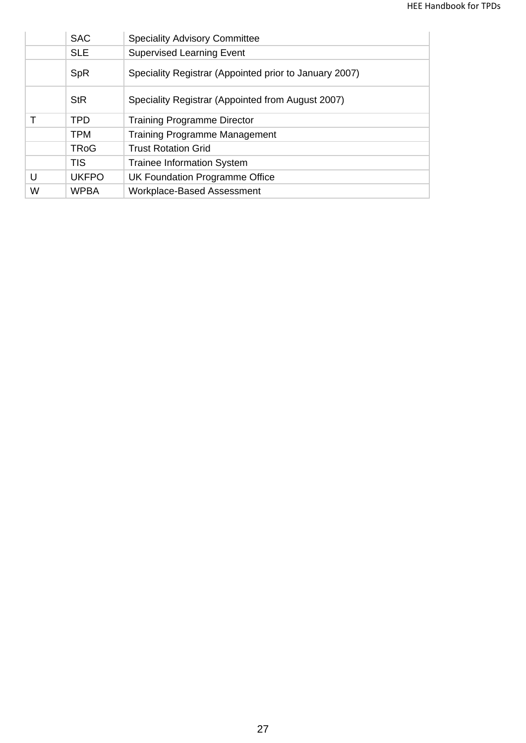| | | |
|---|---|---|
| | SAC | Speciality Advisory Committee |
| | SLE | Supervised Learning Event |
| | SpR | Speciality Registrar (Appointed prior to January 2007) |
| | StR | Speciality Registrar (Appointed from August 2007) |
| T | TPD | Training Programme Director |
| | TPM | Training Programme Management |
| | TRoG | Trust Rotation Grid |
| | TIS | Trainee Information System |
| U | UKFPO | UK Foundation Programme Office |
| W | WPBA | Workplace-Based Assessment |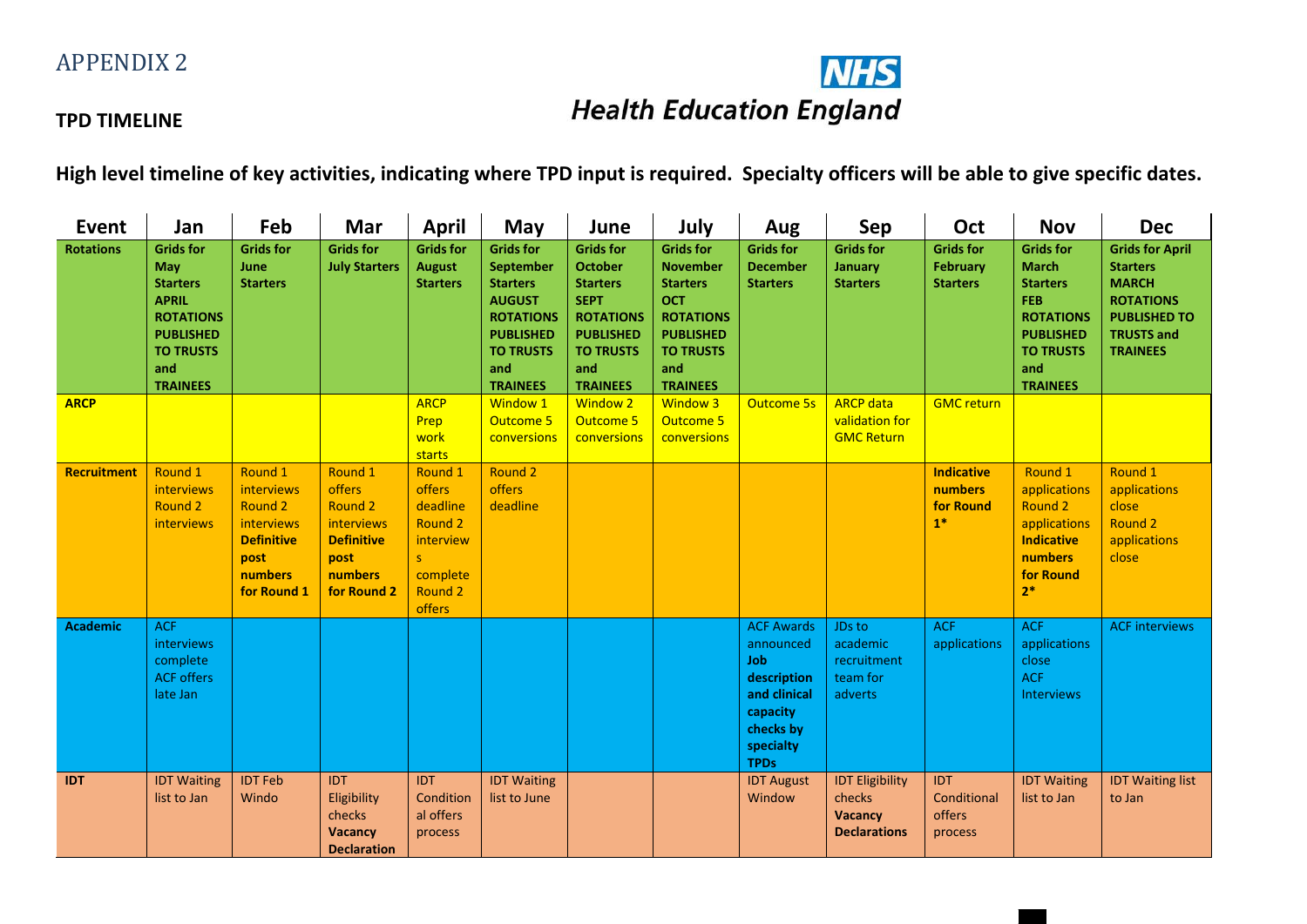# APPENDIX 2

**TPD TIMELINE**

NHS Health Education England

**High level timeline of key activities, indicating where TPD input is required. Specialty officers will be able to give specific dates.**

| Event | Jan | Feb | Mar | April | May | June | July | Aug | Sep | Oct | Nov | Dec |
|---|---|---|---|---|---|---|---|---|---|---|---|---|
| **Rotations** | **Grids for May Starters APRIL ROTATIONS PUBLISHED TO TRUSTS and TRAINEES** | **Grids for June Starters** | **Grids for July Starters** | **Grids for August Starters** | **Grids for September Starters AUGUST ROTATIONS PUBLISHED TO TRUSTS and TRAINEES** | **Grids for October Starters SEPT ROTATIONS PUBLISHED TO TRUSTS and TRAINEES** | **Grids for November Starters OCT ROTATIONS PUBLISHED TO TRUSTS and TRAINEES** | **Grids for December Starters** | **Grids for January Starters** | **Grids for February Starters** | **Grids for March Starters FEB ROTATIONS PUBLISHED TO TRUSTS and TRAINEES** | **Grids for April Starters MARCH ROTATIONS PUBLISHED TO TRUSTS and TRAINEES** |
| **ARCP** | | | | ARCP Prep work starts | Window 1 Outcome 5 conversions | Window 2 Outcome 5 conversions | Window 3 Outcome 5 conversions | Outcome 5s | ARCP data validation for GMC Return | GMC return | | |
| **Recruitment** | Round 1 interviews Round 2 interviews | Round 1 interviews Round 2 interviews **Definitive post numbers for Round 1** | Round 1 offers Round 2 interviews **Definitive post numbers for Round 2** | Round 1 offers deadline Round 2 interviews complete Round 2 offers | Round 2 offers deadline | | | | | **Indicative numbers for Round 1*** | Round 1 applications Round 2 applications **Indicative numbers for Round 2*** | Round 1 applications close Round 2 applications close |
| **Academic** | ACF interviews complete ACF offers late Jan | | | | | | | ACF Awards announced **Job description and clinical capacity checks by specialty TPDs** | JDs to academic recruitment team for adverts | ACF applications | ACF applications close ACF Interviews | ACF interviews |
| **IDT** | IDT Waiting list to Jan | IDT Feb Windo | IDT Eligibility checks **Vacancy Declaration** | IDT Conditional offers process | IDT Waiting list to June | | | IDT August Window | IDT Eligibility checks **Vacancy Declarations** | IDT Conditional offers process | IDT Waiting list to Jan | IDT Waiting list to Jan |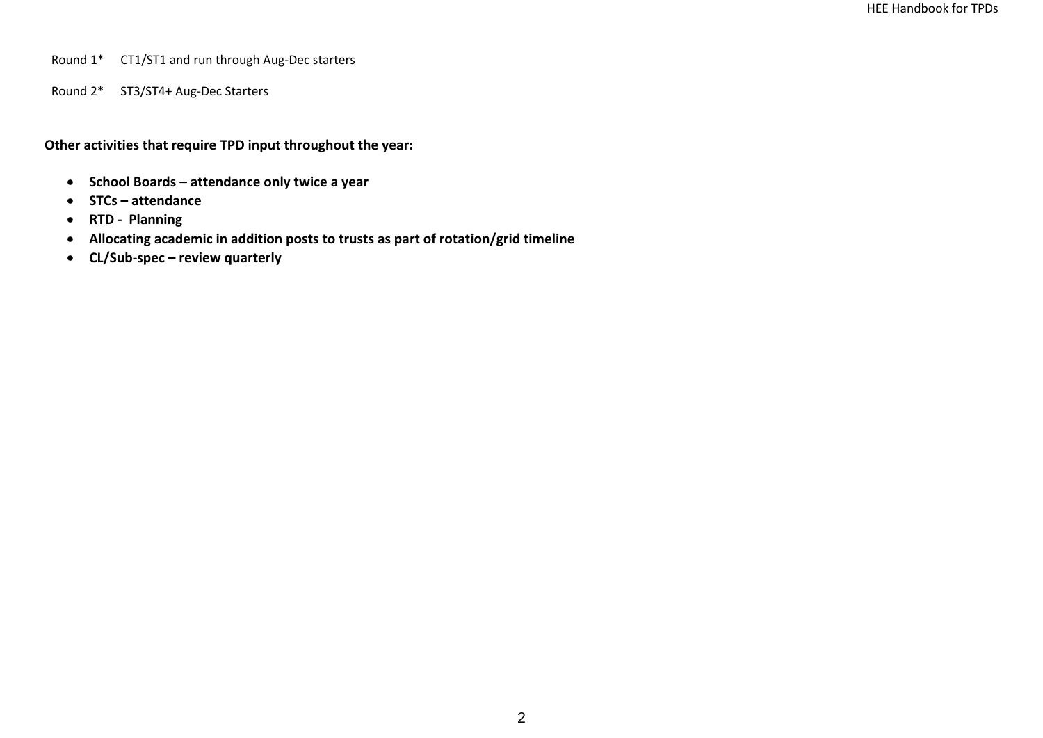Round 1* CT1/ST1 and run through Aug-Dec starters

Round 2* ST3/ST4+ Aug-Dec Starters

**Other activities that require TPD input throughout the year:**

- **School Boards – attendance only twice a year**
- **STCs – attendance**
- **RTD - Planning**
- **Allocating academic in addition posts to trusts as part of rotation/grid timeline**
- **CL/Sub-spec – review quarterly**